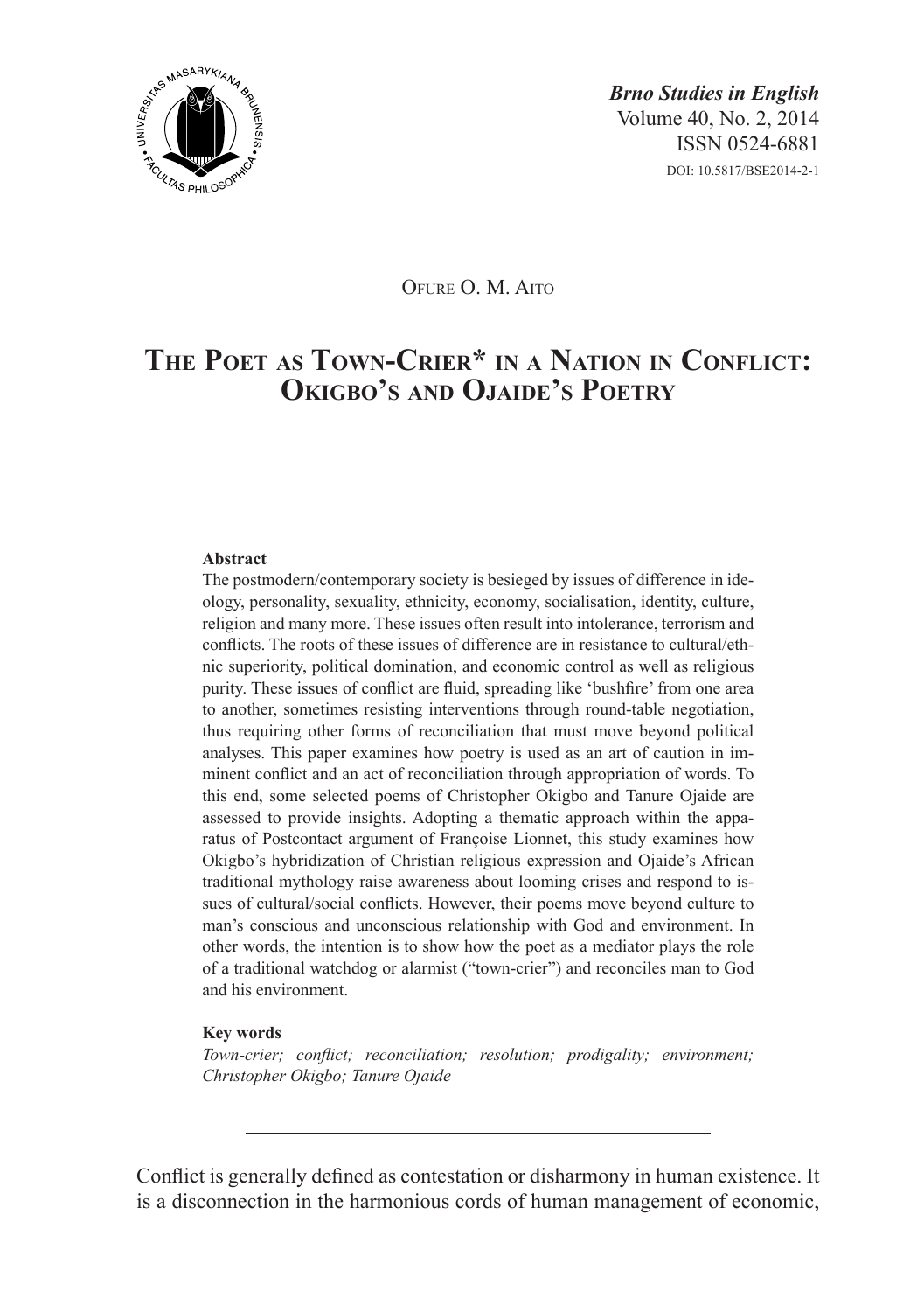*Brno Studies in English*
Volume 40, No. 2, 2014
ISSN 0524-6881
DOI: 10.5817/BSE2014-2-1

Ofure O. M. Aito

# The Poet as Town-Crier* in a Nation in Conflict: Okigbo's and Ojaide's Poetry

**Abstract**

The postmodern/contemporary society is besieged by issues of difference in ideology, personality, sexuality, ethnicity, economy, socialisation, identity, culture, religion and many more. These issues often result into intolerance, terrorism and conflicts. The roots of these issues of difference are in resistance to cultural/ethnic superiority, political domination, and economic control as well as religious purity. These issues of conflict are fluid, spreading like 'bushfire' from one area to another, sometimes resisting interventions through round-table negotiation, thus requiring other forms of reconciliation that must move beyond political analyses. This paper examines how poetry is used as an art of caution in imminent conflict and an act of reconciliation through appropriation of words. To this end, some selected poems of Christopher Okigbo and Tanure Ojaide are assessed to provide insights. Adopting a thematic approach within the apparatus of Postcontact argument of Françoise Lionnet, this study examines how Okigbo's hybridization of Christian religious expression and Ojaide's African traditional mythology raise awareness about looming crises and respond to issues of cultural/social conflicts. However, their poems move beyond culture to man's conscious and unconscious relationship with God and environment. In other words, the intention is to show how the poet as a mediator plays the role of a traditional watchdog or alarmist ("town-crier") and reconciles man to God and his environment.

**Key words**

*Town-crier; conflict; reconciliation; resolution; prodigality; environment; Christopher Okigbo; Tanure Ojaide*

---

Conflict is generally defined as contestation or disharmony in human existence. It is a disconnection in the harmonious cords of human management of economic,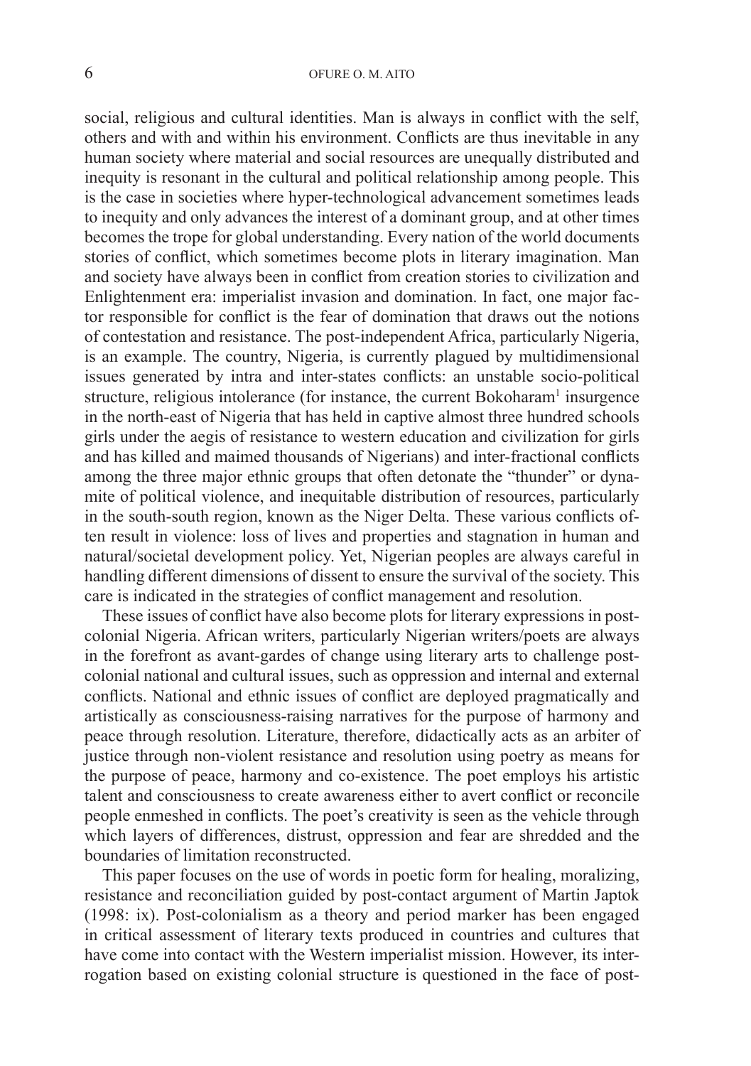social, religious and cultural identities. Man is always in conflict with the self, others and with and within his environment. Conflicts are thus inevitable in any human society where material and social resources are unequally distributed and inequity is resonant in the cultural and political relationship among people. This is the case in societies where hyper-technological advancement sometimes leads to inequity and only advances the interest of a dominant group, and at other times becomes the trope for global understanding. Every nation of the world documents stories of conflict, which sometimes become plots in literary imagination. Man and society have always been in conflict from creation stories to civilization and Enlightenment era: imperialist invasion and domination. In fact, one major factor responsible for conflict is the fear of domination that draws out the notions of contestation and resistance. The post-independent Africa, particularly Nigeria, is an example. The country, Nigeria, is currently plagued by multidimensional issues generated by intra and inter-states conflicts: an unstable socio-political structure, religious intolerance (for instance, the current Bokoharam[1] insurgence in the north-east of Nigeria that has held in captive almost three hundred schools girls under the aegis of resistance to western education and civilization for girls and has killed and maimed thousands of Nigerians) and inter-fractional conflicts among the three major ethnic groups that often detonate the "thunder" or dynamite of political violence, and inequitable distribution of resources, particularly in the south-south region, known as the Niger Delta. These various conflicts often result in violence: loss of lives and properties and stagnation in human and natural/societal development policy. Yet, Nigerian peoples are always careful in handling different dimensions of dissent to ensure the survival of the society. This care is indicated in the strategies of conflict management and resolution.

These issues of conflict have also become plots for literary expressions in postcolonial Nigeria. African writers, particularly Nigerian writers/poets are always in the forefront as avant-gardes of change using literary arts to challenge postcolonial national and cultural issues, such as oppression and internal and external conflicts. National and ethnic issues of conflict are deployed pragmatically and artistically as consciousness-raising narratives for the purpose of harmony and peace through resolution. Literature, therefore, didactically acts as an arbiter of justice through non-violent resistance and resolution using poetry as means for the purpose of peace, harmony and co-existence. The poet employs his artistic talent and consciousness to create awareness either to avert conflict or reconcile people enmeshed in conflicts. The poet's creativity is seen as the vehicle through which layers of differences, distrust, oppression and fear are shredded and the boundaries of limitation reconstructed.

This paper focuses on the use of words in poetic form for healing, moralizing, resistance and reconciliation guided by post-contact argument of Martin Japtok (1998: ix). Post-colonialism as a theory and period marker has been engaged in critical assessment of literary texts produced in countries and cultures that have come into contact with the Western imperialist mission. However, its interrogation based on existing colonial structure is questioned in the face of post-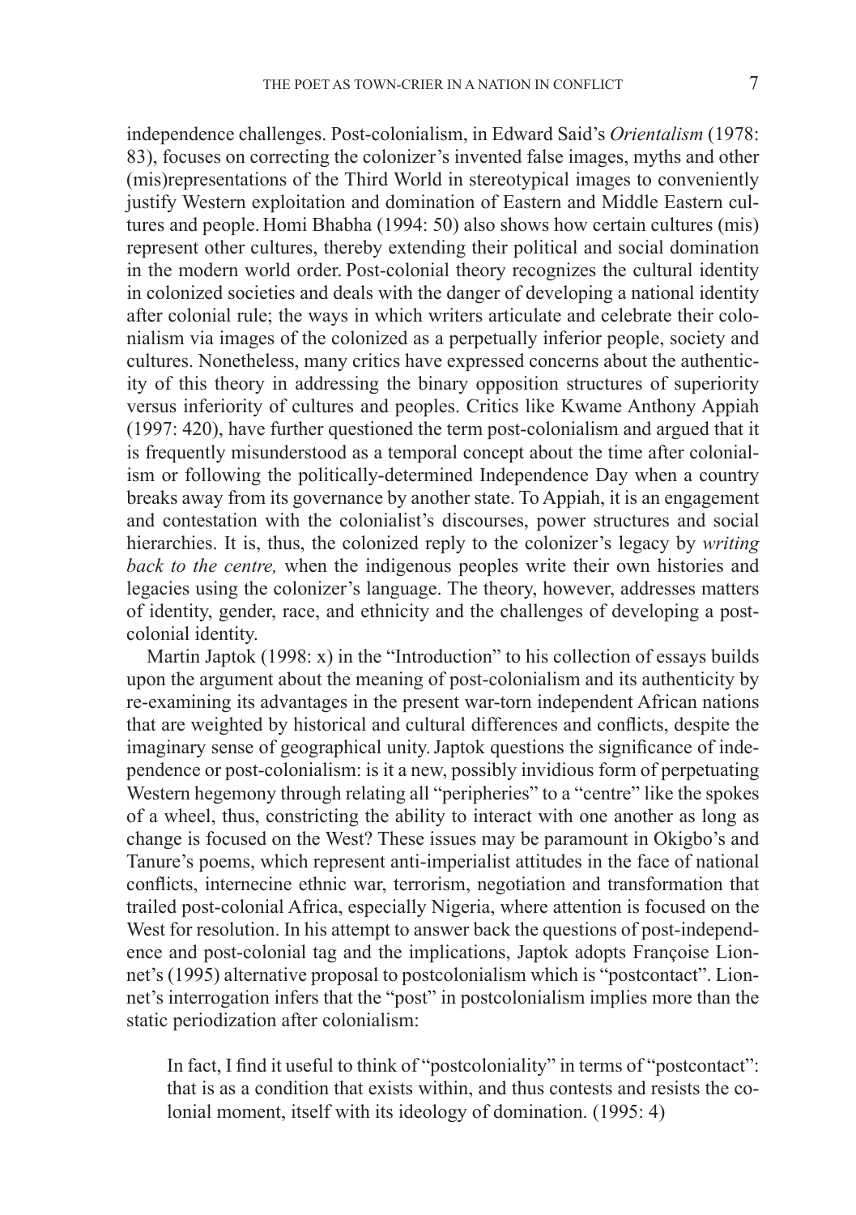independence challenges. Post-colonialism, in Edward Said's *Orientalism* (1978: 83), focuses on correcting the colonizer's invented false images, myths and other (mis)representations of the Third World in stereotypical images to conveniently justify Western exploitation and domination of Eastern and Middle Eastern cultures and people. Homi Bhabha (1994: 50) also shows how certain cultures (mis) represent other cultures, thereby extending their political and social domination in the modern world order. Post-colonial theory recognizes the cultural identity in colonized societies and deals with the danger of developing a national identity after colonial rule; the ways in which writers articulate and celebrate their colonialism via images of the colonized as a perpetually inferior people, society and cultures. Nonetheless, many critics have expressed concerns about the authenticity of this theory in addressing the binary opposition structures of superiority versus inferiority of cultures and peoples. Critics like Kwame Anthony Appiah (1997: 420), have further questioned the term post-colonialism and argued that it is frequently misunderstood as a temporal concept about the time after colonialism or following the politically-determined Independence Day when a country breaks away from its governance by another state. To Appiah, it is an engagement and contestation with the colonialist's discourses, power structures and social hierarchies. It is, thus, the colonized reply to the colonizer's legacy by *writing back to the centre,* when the indigenous peoples write their own histories and legacies using the colonizer's language. The theory, however, addresses matters of identity, gender, race, and ethnicity and the challenges of developing a post-colonial identity.

Martin Japtok (1998: x) in the "Introduction" to his collection of essays builds upon the argument about the meaning of post-colonialism and its authenticity by re-examining its advantages in the present war-torn independent African nations that are weighted by historical and cultural differences and conflicts, despite the imaginary sense of geographical unity. Japtok questions the significance of independence or post-colonialism: is it a new, possibly invidious form of perpetuating Western hegemony through relating all "peripheries" to a "centre" like the spokes of a wheel, thus, constricting the ability to interact with one another as long as change is focused on the West? These issues may be paramount in Okigbo's and Tanure's poems, which represent anti-imperialist attitudes in the face of national conflicts, internecine ethnic war, terrorism, negotiation and transformation that trailed post-colonial Africa, especially Nigeria, where attention is focused on the West for resolution. In his attempt to answer back the questions of post-independence and post-colonial tag and the implications, Japtok adopts Françoise Lionnet's (1995) alternative proposal to postcolonialism which is "postcontact". Lionnet's interrogation infers that the "post" in postcolonialism implies more than the static periodization after colonialism:

> In fact, I find it useful to think of "postcoloniality" in terms of "postcontact": that is as a condition that exists within, and thus contests and resists the colonial moment, itself with its ideology of domination. (1995: 4)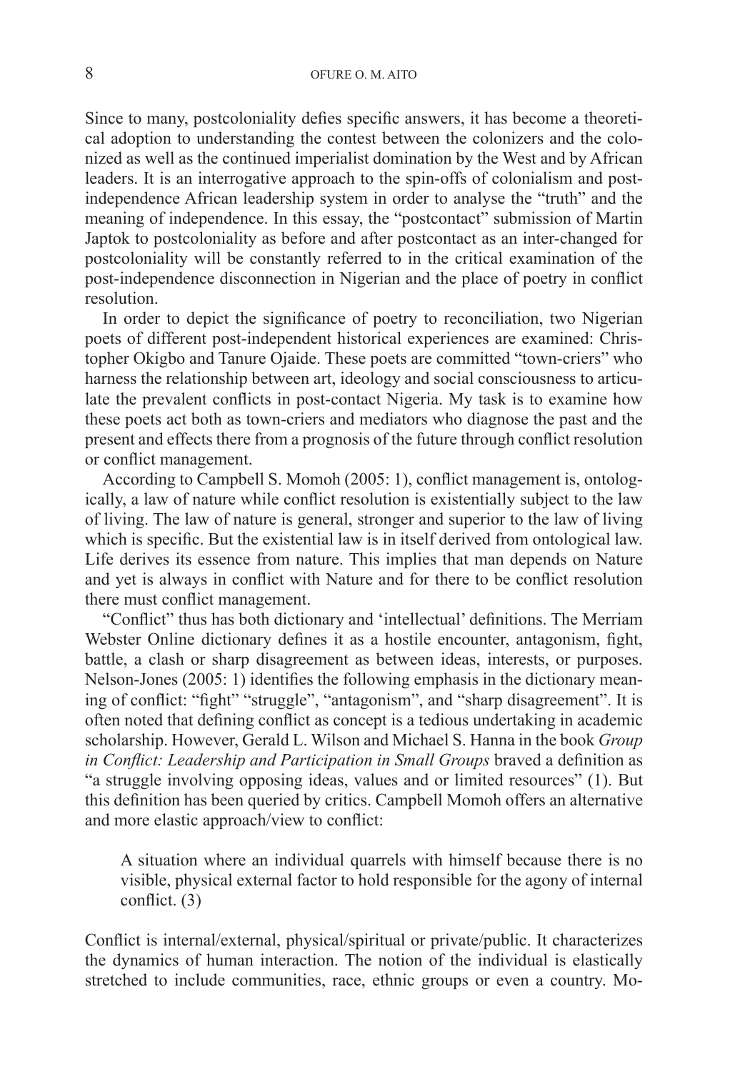Since to many, postcoloniality defies specific answers, it has become a theoretical adoption to understanding the contest between the colonizers and the colonized as well as the continued imperialist domination by the West and by African leaders. It is an interrogative approach to the spin-offs of colonialism and post-independence African leadership system in order to analyse the "truth" and the meaning of independence. In this essay, the "postcontact" submission of Martin Japtok to postcoloniality as before and after postcontact as an inter-changed for postcoloniality will be constantly referred to in the critical examination of the post-independence disconnection in Nigerian and the place of poetry in conflict resolution.

In order to depict the significance of poetry to reconciliation, two Nigerian poets of different post-independent historical experiences are examined: Christopher Okigbo and Tanure Ojaide. These poets are committed "town-criers" who harness the relationship between art, ideology and social consciousness to articulate the prevalent conflicts in post-contact Nigeria. My task is to examine how these poets act both as town-criers and mediators who diagnose the past and the present and effects there from a prognosis of the future through conflict resolution or conflict management.

According to Campbell S. Momoh (2005: 1), conflict management is, ontologically, a law of nature while conflict resolution is existentially subject to the law of living. The law of nature is general, stronger and superior to the law of living which is specific. But the existential law is in itself derived from ontological law. Life derives its essence from nature. This implies that man depends on Nature and yet is always in conflict with Nature and for there to be conflict resolution there must conflict management.

"Conflict" thus has both dictionary and 'intellectual' definitions. The Merriam Webster Online dictionary defines it as a hostile encounter, antagonism, fight, battle, a clash or sharp disagreement as between ideas, interests, or purposes. Nelson-Jones (2005: 1) identifies the following emphasis in the dictionary meaning of conflict: "fight" "struggle", "antagonism", and "sharp disagreement". It is often noted that defining conflict as concept is a tedious undertaking in academic scholarship. However, Gerald L. Wilson and Michael S. Hanna in the book *Group in Conflict: Leadership and Participation in Small Groups* braved a definition as "a struggle involving opposing ideas, values and or limited resources" (1). But this definition has been queried by critics. Campbell Momoh offers an alternative and more elastic approach/view to conflict:

> A situation where an individual quarrels with himself because there is no visible, physical external factor to hold responsible for the agony of internal conflict. (3)

Conflict is internal/external, physical/spiritual or private/public. It characterizes the dynamics of human interaction. The notion of the individual is elastically stretched to include communities, race, ethnic groups or even a country. Mo-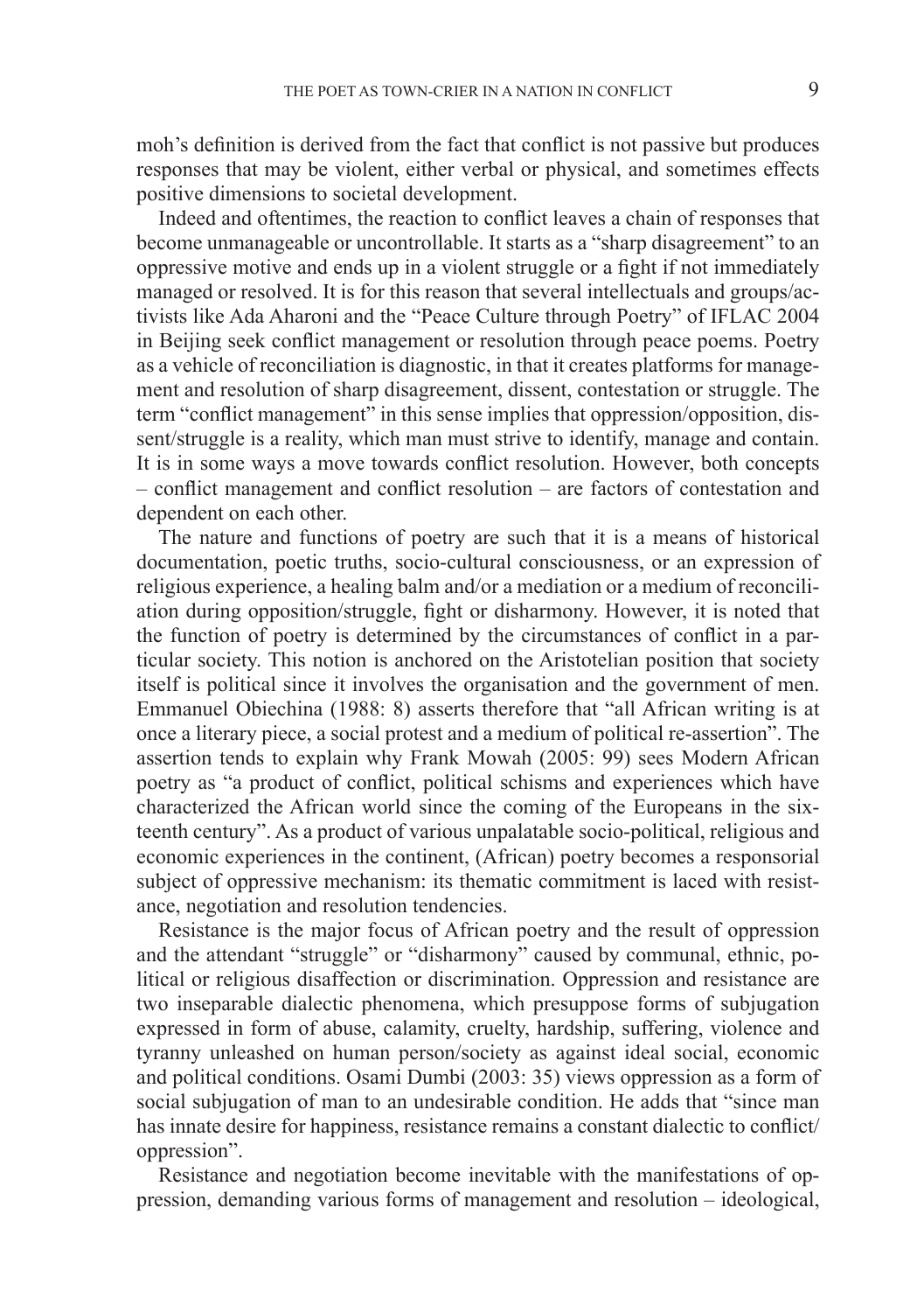moh's definition is derived from the fact that conflict is not passive but produces responses that may be violent, either verbal or physical, and sometimes effects positive dimensions to societal development.

Indeed and oftentimes, the reaction to conflict leaves a chain of responses that become unmanageable or uncontrollable. It starts as a "sharp disagreement" to an oppressive motive and ends up in a violent struggle or a fight if not immediately managed or resolved. It is for this reason that several intellectuals and groups/activists like Ada Aharoni and the "Peace Culture through Poetry" of IFLAC 2004 in Beijing seek conflict management or resolution through peace poems. Poetry as a vehicle of reconciliation is diagnostic, in that it creates platforms for management and resolution of sharp disagreement, dissent, contestation or struggle. The term "conflict management" in this sense implies that oppression/opposition, dissent/struggle is a reality, which man must strive to identify, manage and contain. It is in some ways a move towards conflict resolution. However, both concepts – conflict management and conflict resolution – are factors of contestation and dependent on each other.

The nature and functions of poetry are such that it is a means of historical documentation, poetic truths, socio-cultural consciousness, or an expression of religious experience, a healing balm and/or a mediation or a medium of reconciliation during opposition/struggle, fight or disharmony. However, it is noted that the function of poetry is determined by the circumstances of conflict in a particular society. This notion is anchored on the Aristotelian position that society itself is political since it involves the organisation and the government of men. Emmanuel Obiechina (1988: 8) asserts therefore that "all African writing is at once a literary piece, a social protest and a medium of political re-assertion". The assertion tends to explain why Frank Mowah (2005: 99) sees Modern African poetry as "a product of conflict, political schisms and experiences which have characterized the African world since the coming of the Europeans in the sixteenth century". As a product of various unpalatable socio-political, religious and economic experiences in the continent, (African) poetry becomes a responsorial subject of oppressive mechanism: its thematic commitment is laced with resistance, negotiation and resolution tendencies.

Resistance is the major focus of African poetry and the result of oppression and the attendant "struggle" or "disharmony" caused by communal, ethnic, political or religious disaffection or discrimination. Oppression and resistance are two inseparable dialectic phenomena, which presuppose forms of subjugation expressed in form of abuse, calamity, cruelty, hardship, suffering, violence and tyranny unleashed on human person/society as against ideal social, economic and political conditions. Osami Dumbi (2003: 35) views oppression as a form of social subjugation of man to an undesirable condition. He adds that "since man has innate desire for happiness, resistance remains a constant dialectic to conflict/oppression".

Resistance and negotiation become inevitable with the manifestations of oppression, demanding various forms of management and resolution – ideological,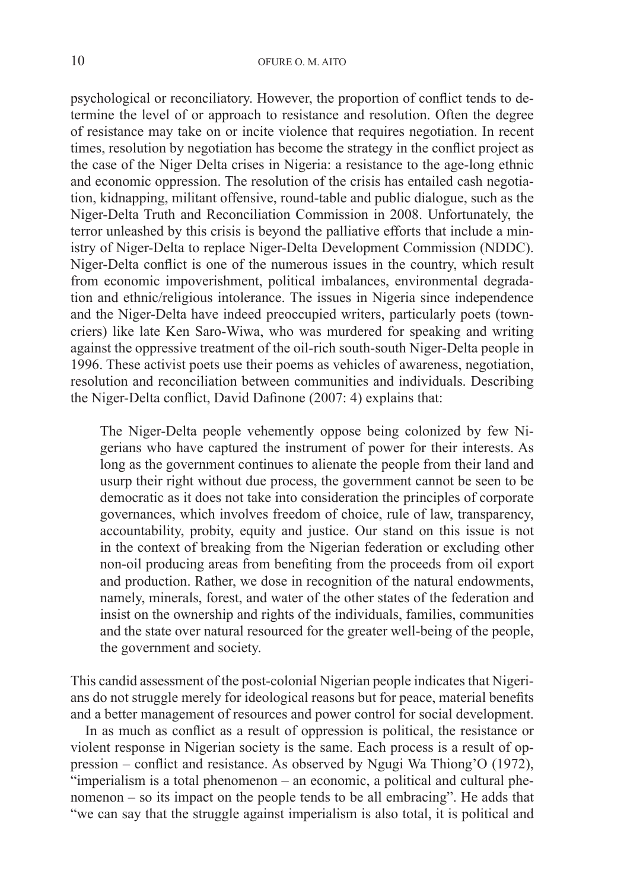psychological or reconciliatory. However, the proportion of conflict tends to determine the level of or approach to resistance and resolution. Often the degree of resistance may take on or incite violence that requires negotiation. In recent times, resolution by negotiation has become the strategy in the conflict project as the case of the Niger Delta crises in Nigeria: a resistance to the age-long ethnic and economic oppression. The resolution of the crisis has entailed cash negotiation, kidnapping, militant offensive, round-table and public dialogue, such as the Niger-Delta Truth and Reconciliation Commission in 2008. Unfortunately, the terror unleashed by this crisis is beyond the palliative efforts that include a ministry of Niger-Delta to replace Niger-Delta Development Commission (NDDC). Niger-Delta conflict is one of the numerous issues in the country, which result from economic impoverishment, political imbalances, environmental degradation and ethnic/religious intolerance. The issues in Nigeria since independence and the Niger-Delta have indeed preoccupied writers, particularly poets (town-criers) like late Ken Saro-Wiwa, who was murdered for speaking and writing against the oppressive treatment of the oil-rich south-south Niger-Delta people in 1996. These activist poets use their poems as vehicles of awareness, negotiation, resolution and reconciliation between communities and individuals. Describing the Niger-Delta conflict, David Dafinone (2007: 4) explains that:

> The Niger-Delta people vehemently oppose being colonized by few Nigerians who have captured the instrument of power for their interests. As long as the government continues to alienate the people from their land and usurp their right without due process, the government cannot be seen to be democratic as it does not take into consideration the principles of corporate governances, which involves freedom of choice, rule of law, transparency, accountability, probity, equity and justice. Our stand on this issue is not in the context of breaking from the Nigerian federation or excluding other non-oil producing areas from benefiting from the proceeds from oil export and production. Rather, we dose in recognition of the natural endowments, namely, minerals, forest, and water of the other states of the federation and insist on the ownership and rights of the individuals, families, communities and the state over natural resourced for the greater well-being of the people, the government and society.

This candid assessment of the post-colonial Nigerian people indicates that Nigerians do not struggle merely for ideological reasons but for peace, material benefits and a better management of resources and power control for social development.

In as much as conflict as a result of oppression is political, the resistance or violent response in Nigerian society is the same. Each process is a result of oppression – conflict and resistance. As observed by Ngugi Wa Thiong'O (1972), "imperialism is a total phenomenon – an economic, a political and cultural phenomenon – so its impact on the people tends to be all embracing". He adds that "we can say that the struggle against imperialism is also total, it is political and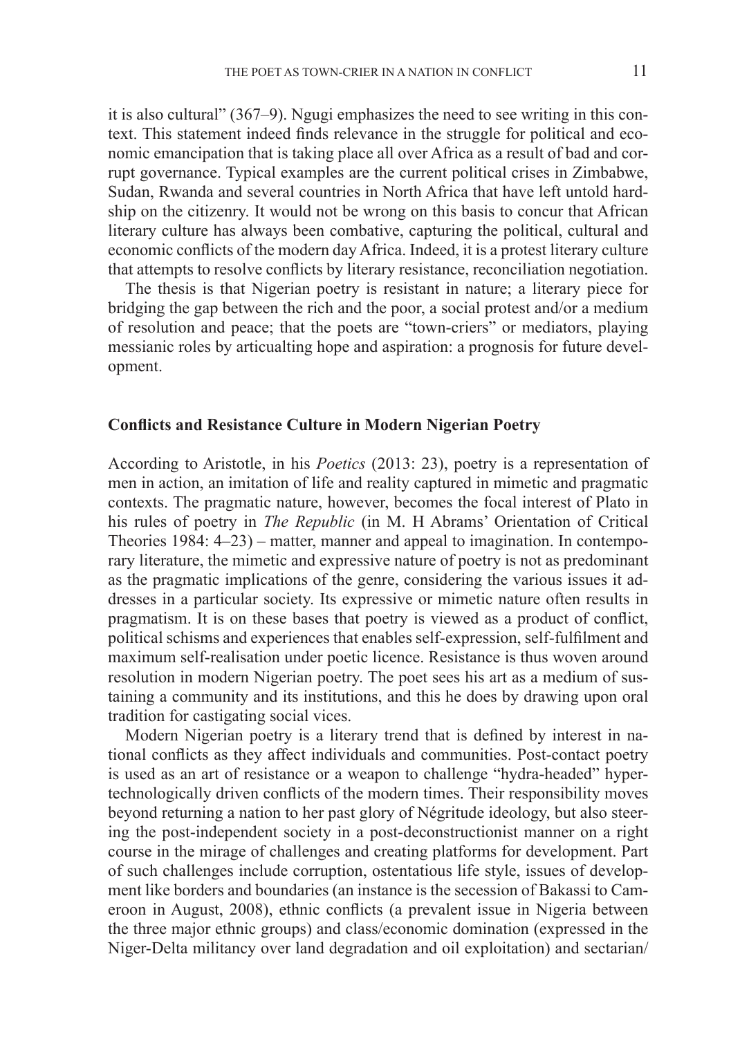it is also cultural" (367–9). Ngugi emphasizes the need to see writing in this context. This statement indeed finds relevance in the struggle for political and economic emancipation that is taking place all over Africa as a result of bad and corrupt governance. Typical examples are the current political crises in Zimbabwe, Sudan, Rwanda and several countries in North Africa that have left untold hardship on the citizenry. It would not be wrong on this basis to concur that African literary culture has always been combative, capturing the political, cultural and economic conflicts of the modern day Africa. Indeed, it is a protest literary culture that attempts to resolve conflicts by literary resistance, reconciliation negotiation.

The thesis is that Nigerian poetry is resistant in nature; a literary piece for bridging the gap between the rich and the poor, a social protest and/or a medium of resolution and peace; that the poets are "town-criers" or mediators, playing messianic roles by articualting hope and aspiration: a prognosis for future development.

**Conflicts and Resistance Culture in Modern Nigerian Poetry**

According to Aristotle, in his *Poetics* (2013: 23), poetry is a representation of men in action, an imitation of life and reality captured in mimetic and pragmatic contexts. The pragmatic nature, however, becomes the focal interest of Plato in his rules of poetry in *The Republic* (in M. H Abrams' Orientation of Critical Theories 1984: 4–23) – matter, manner and appeal to imagination. In contemporary literature, the mimetic and expressive nature of poetry is not as predominant as the pragmatic implications of the genre, considering the various issues it addresses in a particular society. Its expressive or mimetic nature often results in pragmatism. It is on these bases that poetry is viewed as a product of conflict, political schisms and experiences that enables self-expression, self-fulfilment and maximum self-realisation under poetic licence. Resistance is thus woven around resolution in modern Nigerian poetry. The poet sees his art as a medium of sustaining a community and its institutions, and this he does by drawing upon oral tradition for castigating social vices.

Modern Nigerian poetry is a literary trend that is defined by interest in national conflicts as they affect individuals and communities. Post-contact poetry is used as an art of resistance or a weapon to challenge "hydra-headed" hypertechnologically driven conflicts of the modern times. Their responsibility moves beyond returning a nation to her past glory of Négritude ideology, but also steering the post-independent society in a post-deconstructionist manner on a right course in the mirage of challenges and creating platforms for development. Part of such challenges include corruption, ostentatious life style, issues of development like borders and boundaries (an instance is the secession of Bakassi to Cameroon in August, 2008), ethnic conflicts (a prevalent issue in Nigeria between the three major ethnic groups) and class/economic domination (expressed in the Niger-Delta militancy over land degradation and oil exploitation) and sectarian/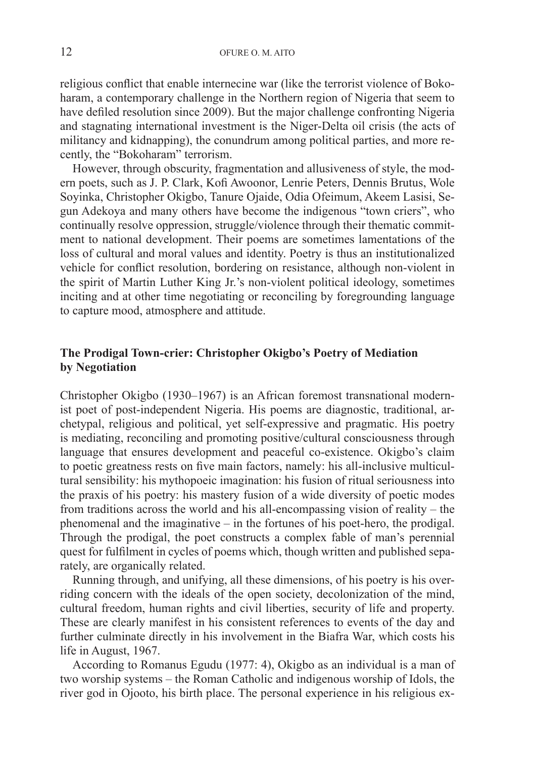religious conflict that enable internecine war (like the terrorist violence of Boko-haram, a contemporary challenge in the Northern region of Nigeria that seem to have defiled resolution since 2009). But the major challenge confronting Nigeria and stagnating international investment is the Niger-Delta oil crisis (the acts of militancy and kidnapping), the conundrum among political parties, and more recently, the "Bokoharam" terrorism.

However, through obscurity, fragmentation and allusiveness of style, the modern poets, such as J. P. Clark, Kofi Awoonor, Lenrie Peters, Dennis Brutus, Wole Soyinka, Christopher Okigbo, Tanure Ojaide, Odia Ofeimum, Akeem Lasisi, Segun Adekoya and many others have become the indigenous "town criers", who continually resolve oppression, struggle/violence through their thematic commitment to national development. Their poems are sometimes lamentations of the loss of cultural and moral values and identity. Poetry is thus an institutionalized vehicle for conflict resolution, bordering on resistance, although non-violent in the spirit of Martin Luther King Jr.'s non-violent political ideology, sometimes inciting and at other time negotiating or reconciling by foregrounding language to capture mood, atmosphere and attitude.

## The Prodigal Town-crier: Christopher Okigbo's Poetry of Mediation by Negotiation

Christopher Okigbo (1930–1967) is an African foremost transnational modernist poet of post-independent Nigeria. His poems are diagnostic, traditional, archetypal, religious and political, yet self-expressive and pragmatic. His poetry is mediating, reconciling and promoting positive/cultural consciousness through language that ensures development and peaceful co-existence. Okigbo's claim to poetic greatness rests on five main factors, namely: his all-inclusive multicultural sensibility: his mythopoeic imagination: his fusion of ritual seriousness into the praxis of his poetry: his mastery fusion of a wide diversity of poetic modes from traditions across the world and his all-encompassing vision of reality – the phenomenal and the imaginative – in the fortunes of his poet-hero, the prodigal. Through the prodigal, the poet constructs a complex fable of man's perennial quest for fulfilment in cycles of poems which, though written and published separately, are organically related.

Running through, and unifying, all these dimensions, of his poetry is his overriding concern with the ideals of the open society, decolonization of the mind, cultural freedom, human rights and civil liberties, security of life and property. These are clearly manifest in his consistent references to events of the day and further culminate directly in his involvement in the Biafra War, which costs his life in August, 1967.

According to Romanus Egudu (1977: 4), Okigbo as an individual is a man of two worship systems – the Roman Catholic and indigenous worship of Idols, the river god in Ojooto, his birth place. The personal experience in his religious ex-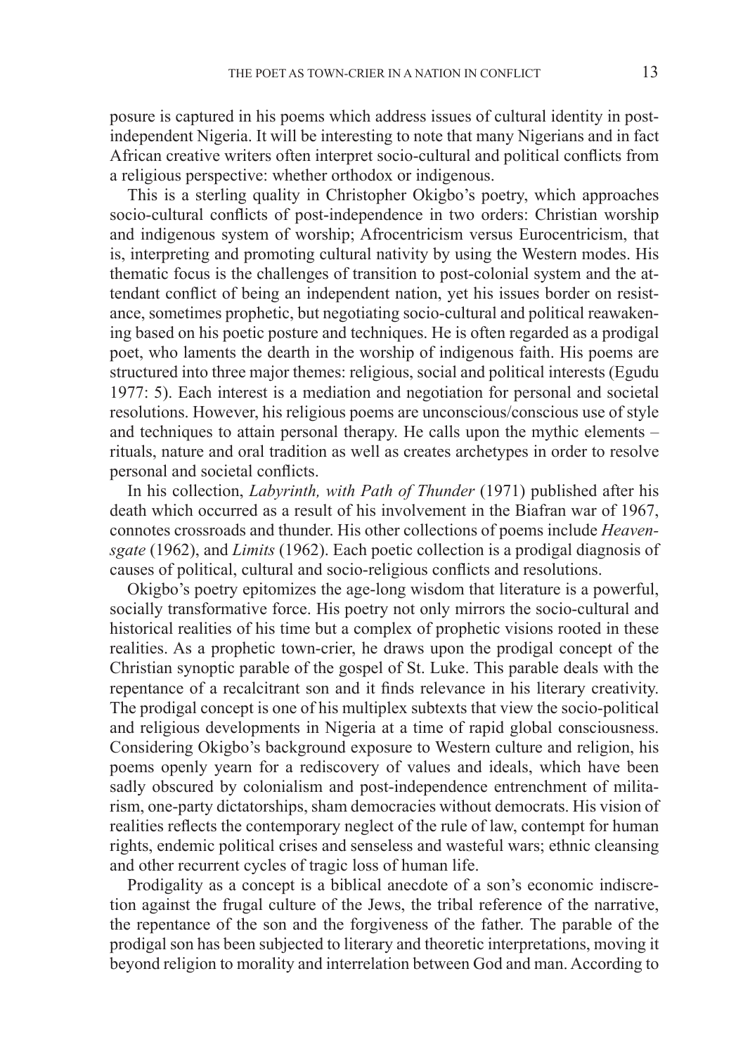posure is captured in his poems which address issues of cultural identity in post-independent Nigeria. It will be interesting to note that many Nigerians and in fact African creative writers often interpret socio-cultural and political conflicts from a religious perspective: whether orthodox or indigenous.

This is a sterling quality in Christopher Okigbo's poetry, which approaches socio-cultural conflicts of post-independence in two orders: Christian worship and indigenous system of worship; Afrocentricism versus Eurocentricism, that is, interpreting and promoting cultural nativity by using the Western modes. His thematic focus is the challenges of transition to post-colonial system and the attendant conflict of being an independent nation, yet his issues border on resistance, sometimes prophetic, but negotiating socio-cultural and political reawakening based on his poetic posture and techniques. He is often regarded as a prodigal poet, who laments the dearth in the worship of indigenous faith. His poems are structured into three major themes: religious, social and political interests (Egudu 1977: 5). Each interest is a mediation and negotiation for personal and societal resolutions. However, his religious poems are unconscious/conscious use of style and techniques to attain personal therapy. He calls upon the mythic elements – rituals, nature and oral tradition as well as creates archetypes in order to resolve personal and societal conflicts.

In his collection, *Labyrinth, with Path of Thunder* (1971) published after his death which occurred as a result of his involvement in the Biafran war of 1967, connotes crossroads and thunder. His other collections of poems include *Heavensgate* (1962), and *Limits* (1962). Each poetic collection is a prodigal diagnosis of causes of political, cultural and socio-religious conflicts and resolutions.

Okigbo's poetry epitomizes the age-long wisdom that literature is a powerful, socially transformative force. His poetry not only mirrors the socio-cultural and historical realities of his time but a complex of prophetic visions rooted in these realities. As a prophetic town-crier, he draws upon the prodigal concept of the Christian synoptic parable of the gospel of St. Luke. This parable deals with the repentance of a recalcitrant son and it finds relevance in his literary creativity. The prodigal concept is one of his multiplex subtexts that view the socio-political and religious developments in Nigeria at a time of rapid global consciousness. Considering Okigbo's background exposure to Western culture and religion, his poems openly yearn for a rediscovery of values and ideals, which have been sadly obscured by colonialism and post-independence entrenchment of militarism, one-party dictatorships, sham democracies without democrats. His vision of realities reflects the contemporary neglect of the rule of law, contempt for human rights, endemic political crises and senseless and wasteful wars; ethnic cleansing and other recurrent cycles of tragic loss of human life.

Prodigality as a concept is a biblical anecdote of a son's economic indiscretion against the frugal culture of the Jews, the tribal reference of the narrative, the repentance of the son and the forgiveness of the father. The parable of the prodigal son has been subjected to literary and theoretic interpretations, moving it beyond religion to morality and interrelation between God and man. According to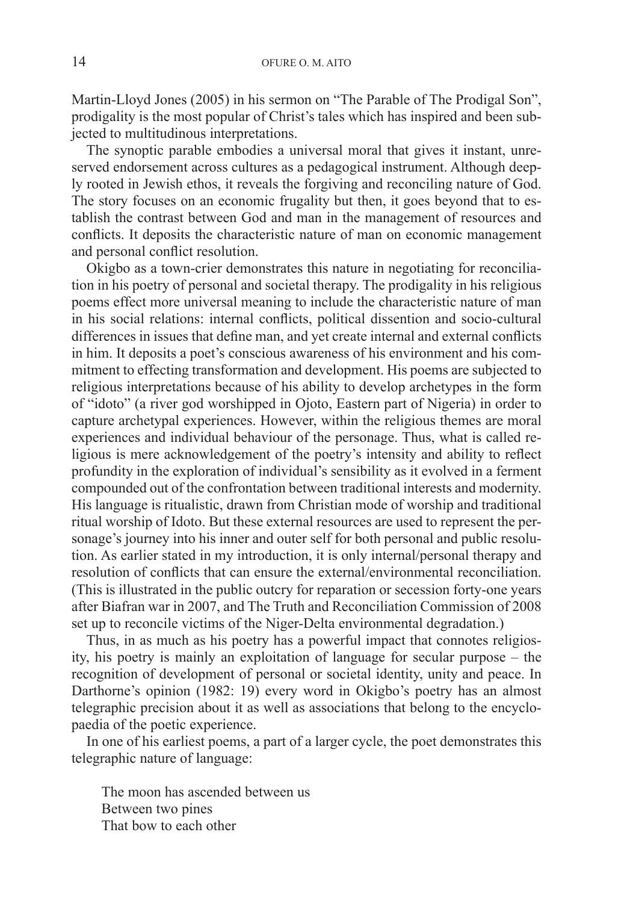Martin-Lloyd Jones (2005) in his sermon on "The Parable of The Prodigal Son", prodigality is the most popular of Christ's tales which has inspired and been subjected to multitudinous interpretations.

The synoptic parable embodies a universal moral that gives it instant, unreserved endorsement across cultures as a pedagogical instrument. Although deeply rooted in Jewish ethos, it reveals the forgiving and reconciling nature of God. The story focuses on an economic frugality but then, it goes beyond that to establish the contrast between God and man in the management of resources and conflicts. It deposits the characteristic nature of man on economic management and personal conflict resolution.

Okigbo as a town-crier demonstrates this nature in negotiating for reconciliation in his poetry of personal and societal therapy. The prodigality in his religious poems effect more universal meaning to include the characteristic nature of man in his social relations: internal conflicts, political dissention and socio-cultural differences in issues that define man, and yet create internal and external conflicts in him. It deposits a poet's conscious awareness of his environment and his commitment to effecting transformation and development. His poems are subjected to religious interpretations because of his ability to develop archetypes in the form of "idoto" (a river god worshipped in Ojoto, Eastern part of Nigeria) in order to capture archetypal experiences. However, within the religious themes are moral experiences and individual behaviour of the personage. Thus, what is called religious is mere acknowledgement of the poetry's intensity and ability to reflect profundity in the exploration of individual's sensibility as it evolved in a ferment compounded out of the confrontation between traditional interests and modernity. His language is ritualistic, drawn from Christian mode of worship and traditional ritual worship of Idoto. But these external resources are used to represent the personage's journey into his inner and outer self for both personal and public resolution. As earlier stated in my introduction, it is only internal/personal therapy and resolution of conflicts that can ensure the external/environmental reconciliation. (This is illustrated in the public outcry for reparation or secession forty-one years after Biafran war in 2007, and The Truth and Reconciliation Commission of 2008 set up to reconcile victims of the Niger-Delta environmental degradation.)

Thus, in as much as his poetry has a powerful impact that connotes religiosity, his poetry is mainly an exploitation of language for secular purpose – the recognition of development of personal or societal identity, unity and peace. In Darthorne's opinion (1982: 19) every word in Okigbo's poetry has an almost telegraphic precision about it as well as associations that belong to the encyclopaedia of the poetic experience.

In one of his earliest poems, a part of a larger cycle, the poet demonstrates this telegraphic nature of language:

> The moon has ascended between us  
> Between two pines  
> That bow to each other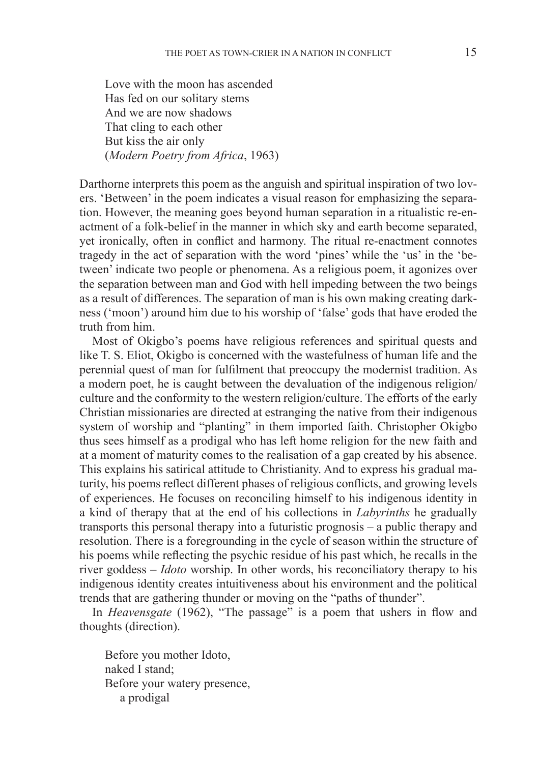Love with the moon has ascended  
Has fed on our solitary stems  
And we are now shadows  
That cling to each other  
But kiss the air only  
(*Modern Poetry from Africa*, 1963)

Darthorne interprets this poem as the anguish and spiritual inspiration of two lovers. 'Between' in the poem indicates a visual reason for emphasizing the separation. However, the meaning goes beyond human separation in a ritualistic re-enactment of a folk-belief in the manner in which sky and earth become separated, yet ironically, often in conflict and harmony. The ritual re-enactment connotes tragedy in the act of separation with the word 'pines' while the 'us' in the 'between' indicate two people or phenomena. As a religious poem, it agonizes over the separation between man and God with hell impeding between the two beings as a result of differences. The separation of man is his own making creating darkness ('moon') around him due to his worship of 'false' gods that have eroded the truth from him.

Most of Okigbo's poems have religious references and spiritual quests and like T. S. Eliot, Okigbo is concerned with the wastefulness of human life and the perennial quest of man for fulfilment that preoccupy the modernist tradition. As a modern poet, he is caught between the devaluation of the indigenous religion/culture and the conformity to the western religion/culture. The efforts of the early Christian missionaries are directed at estranging the native from their indigenous system of worship and "planting" in them imported faith. Christopher Okigbo thus sees himself as a prodigal who has left home religion for the new faith and at a moment of maturity comes to the realisation of a gap created by his absence. This explains his satirical attitude to Christianity. And to express his gradual maturity, his poems reflect different phases of religious conflicts, and growing levels of experiences. He focuses on reconciling himself to his indigenous identity in a kind of therapy that at the end of his collections in *Labyrinths* he gradually transports this personal therapy into a futuristic prognosis – a public therapy and resolution. There is a foregrounding in the cycle of season within the structure of his poems while reflecting the psychic residue of his past which, he recalls in the river goddess – *Idoto* worship. In other words, his reconciliatory therapy to his indigenous identity creates intuitiveness about his environment and the political trends that are gathering thunder or moving on the "paths of thunder".

In *Heavensgate* (1962), "The passage" is a poem that ushers in flow and thoughts (direction).

Before you mother Idoto,  
naked I stand;  
Before your watery presence,  
    a prodigal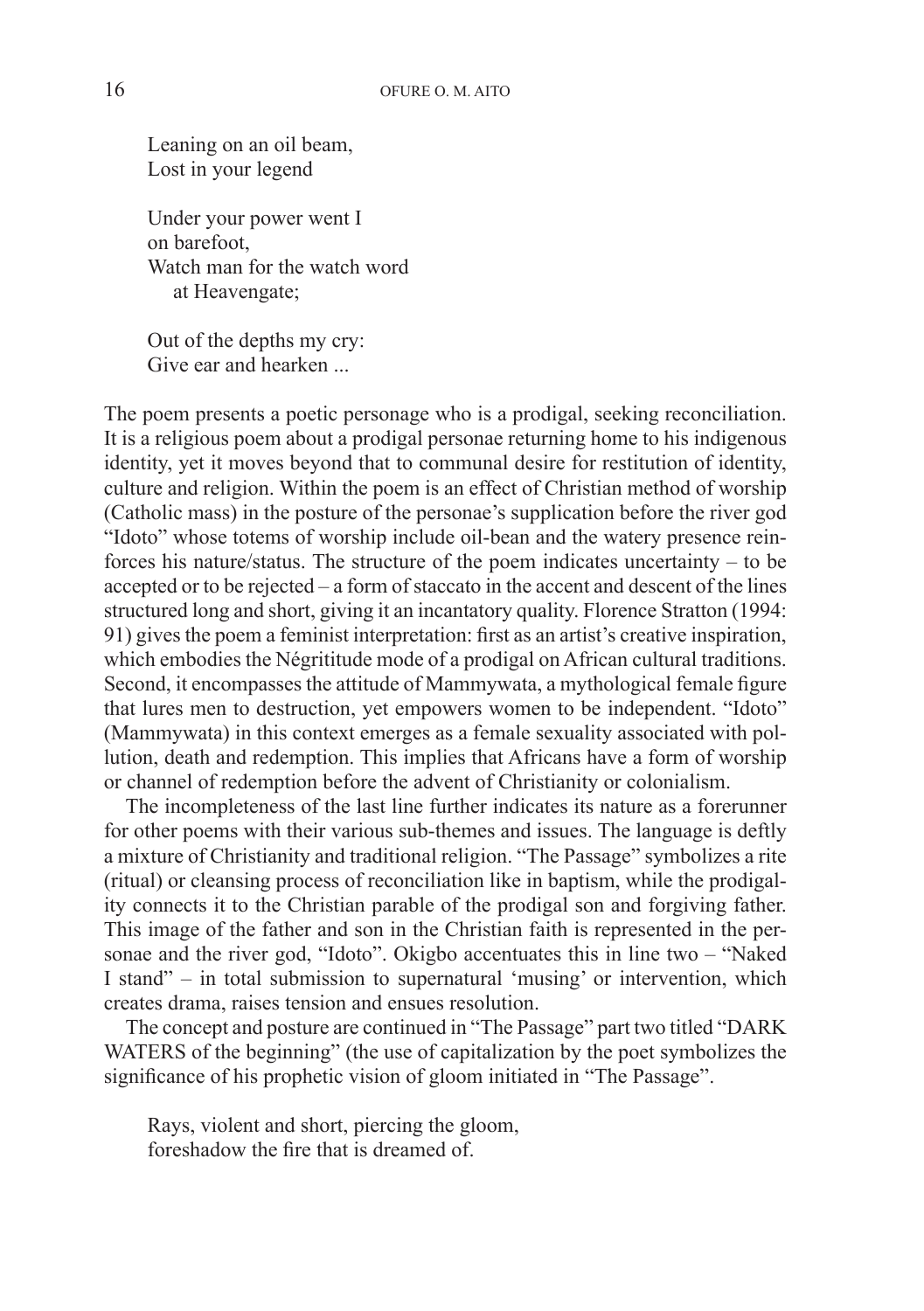Leaning on an oil beam,
Lost in your legend

Under your power went I
on barefoot,
Watch man for the watch word
at Heavengate;

Out of the depths my cry:
Give ear and hearken ...

The poem presents a poetic personage who is a prodigal, seeking reconciliation. It is a religious poem about a prodigal personae returning home to his indigenous identity, yet it moves beyond that to communal desire for restitution of identity, culture and religion. Within the poem is an effect of Christian method of worship (Catholic mass) in the posture of the personae's supplication before the river god "Idoto" whose totems of worship include oil-bean and the watery presence reinforces his nature/status. The structure of the poem indicates uncertainty – to be accepted or to be rejected – a form of staccato in the accent and descent of the lines structured long and short, giving it an incantatory quality. Florence Stratton (1994: 91) gives the poem a feminist interpretation: first as an artist's creative inspiration, which embodies the Négrititude mode of a prodigal on African cultural traditions. Second, it encompasses the attitude of Mammywata, a mythological female figure that lures men to destruction, yet empowers women to be independent. "Idoto" (Mammywata) in this context emerges as a female sexuality associated with pollution, death and redemption. This implies that Africans have a form of worship or channel of redemption before the advent of Christianity or colonialism.

The incompleteness of the last line further indicates its nature as a forerunner for other poems with their various sub-themes and issues. The language is deftly a mixture of Christianity and traditional religion. "The Passage" symbolizes a rite (ritual) or cleansing process of reconciliation like in baptism, while the prodigality connects it to the Christian parable of the prodigal son and forgiving father. This image of the father and son in the Christian faith is represented in the personae and the river god, "Idoto". Okigbo accentuates this in line two – "Naked I stand" – in total submission to supernatural 'musing' or intervention, which creates drama, raises tension and ensues resolution.

The concept and posture are continued in "The Passage" part two titled "DARK WATERS of the beginning" (the use of capitalization by the poet symbolizes the significance of his prophetic vision of gloom initiated in "The Passage".

Rays, violent and short, piercing the gloom,
foreshadow the fire that is dreamed of.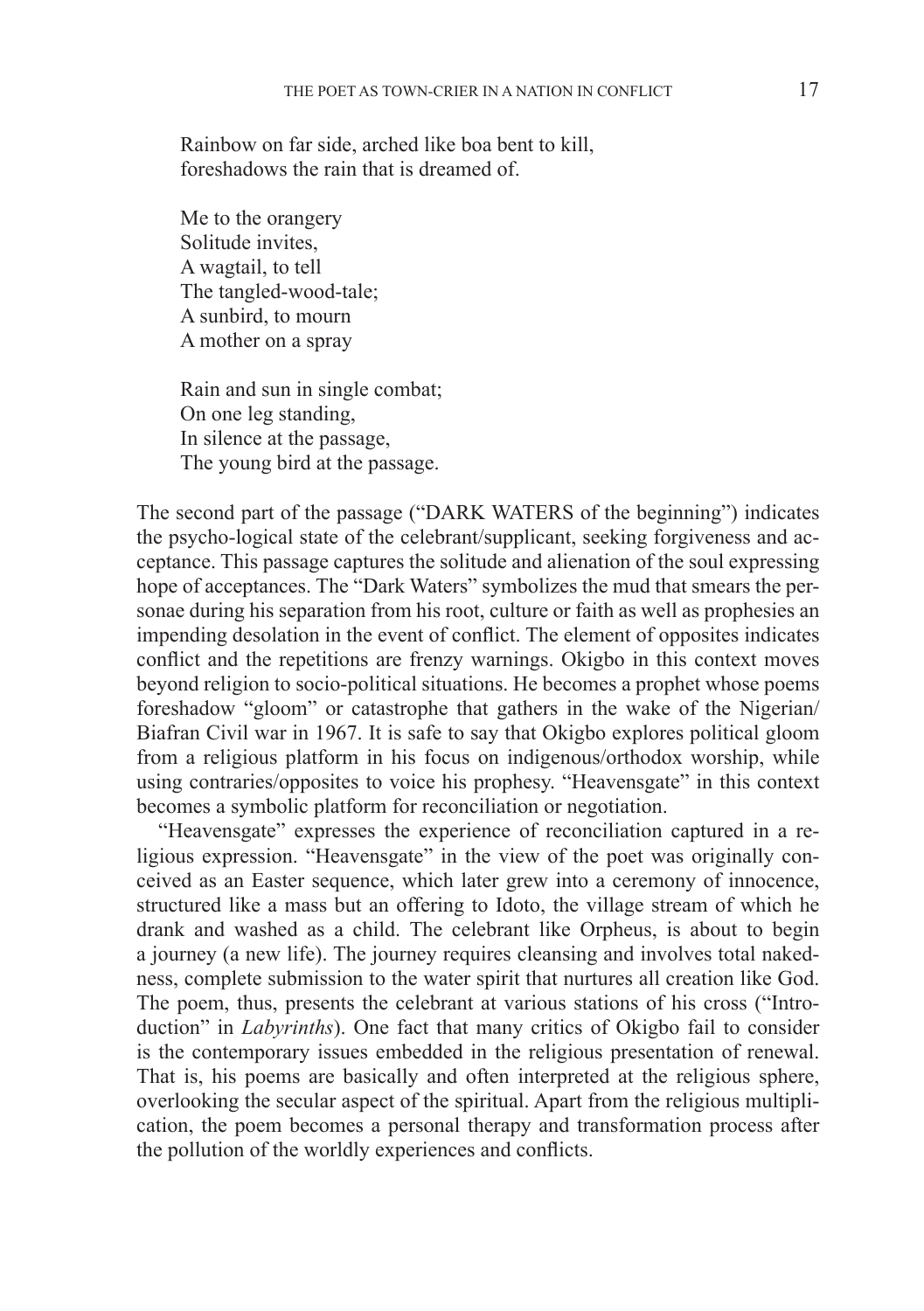Rainbow on far side, arched like boa bent to kill,  
foreshadows the rain that is dreamed of.

Me to the orangery  
Solitude invites,  
A wagtail, to tell  
The tangled-wood-tale;  
A sunbird, to mourn  
A mother on a spray

Rain and sun in single combat;  
On one leg standing,  
In silence at the passage,  
The young bird at the passage.

The second part of the passage ("DARK WATERS of the beginning") indicates the psycho-logical state of the celebrant/supplicant, seeking forgiveness and acceptance. This passage captures the solitude and alienation of the soul expressing hope of acceptances. The "Dark Waters" symbolizes the mud that smears the personae during his separation from his root, culture or faith as well as prophesies an impending desolation in the event of conflict. The element of opposites indicates conflict and the repetitions are frenzy warnings. Okigbo in this context moves beyond religion to socio-political situations. He becomes a prophet whose poems foreshadow "gloom" or catastrophe that gathers in the wake of the Nigerian/Biafran Civil war in 1967. It is safe to say that Okigbo explores political gloom from a religious platform in his focus on indigenous/orthodox worship, while using contraries/opposites to voice his prophesy. "Heavensgate" in this context becomes a symbolic platform for reconciliation or negotiation.

"Heavensgate" expresses the experience of reconciliation captured in a religious expression. "Heavensgate" in the view of the poet was originally conceived as an Easter sequence, which later grew into a ceremony of innocence, structured like a mass but an offering to Idoto, the village stream of which he drank and washed as a child. The celebrant like Orpheus, is about to begin a journey (a new life). The journey requires cleansing and involves total nakedness, complete submission to the water spirit that nurtures all creation like God. The poem, thus, presents the celebrant at various stations of his cross ("Introduction" in *Labyrinths*). One fact that many critics of Okigbo fail to consider is the contemporary issues embedded in the religious presentation of renewal. That is, his poems are basically and often interpreted at the religious sphere, overlooking the secular aspect of the spiritual. Apart from the religious multiplication, the poem becomes a personal therapy and transformation process after the pollution of the worldly experiences and conflicts.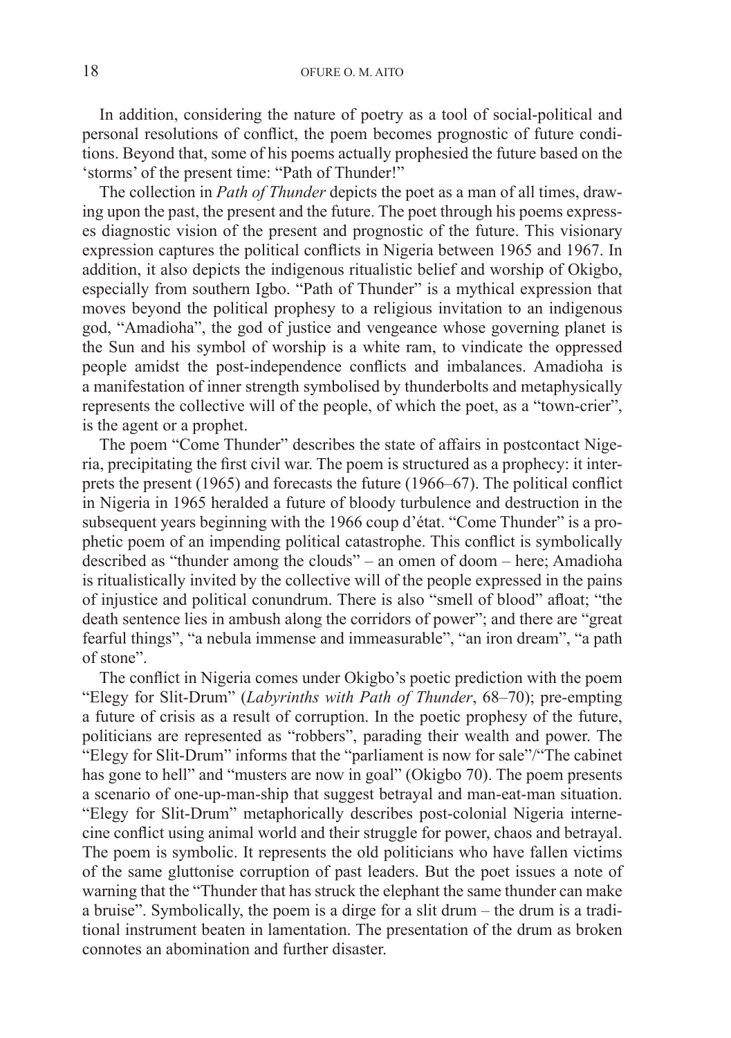In addition, considering the nature of poetry as a tool of social-political and personal resolutions of conflict, the poem becomes prognostic of future conditions. Beyond that, some of his poems actually prophesied the future based on the 'storms' of the present time: "Path of Thunder!"

The collection in *Path of Thunder* depicts the poet as a man of all times, drawing upon the past, the present and the future. The poet through his poems expresses diagnostic vision of the present and prognostic of the future. This visionary expression captures the political conflicts in Nigeria between 1965 and 1967. In addition, it also depicts the indigenous ritualistic belief and worship of Okigbo, especially from southern Igbo. "Path of Thunder" is a mythical expression that moves beyond the political prophesy to a religious invitation to an indigenous god, "Amadioha", the god of justice and vengeance whose governing planet is the Sun and his symbol of worship is a white ram, to vindicate the oppressed people amidst the post-independence conflicts and imbalances. Amadioha is a manifestation of inner strength symbolised by thunderbolts and metaphysically represents the collective will of the people, of which the poet, as a "town-crier", is the agent or a prophet.

The poem "Come Thunder" describes the state of affairs in postcontact Nigeria, precipitating the first civil war. The poem is structured as a prophecy: it interprets the present (1965) and forecasts the future (1966–67). The political conflict in Nigeria in 1965 heralded a future of bloody turbulence and destruction in the subsequent years beginning with the 1966 coup d'état. "Come Thunder" is a prophetic poem of an impending political catastrophe. This conflict is symbolically described as "thunder among the clouds" – an omen of doom – here; Amadioha is ritualistically invited by the collective will of the people expressed in the pains of injustice and political conundrum. There is also "smell of blood" afloat; "the death sentence lies in ambush along the corridors of power"; and there are "great fearful things", "a nebula immense and immeasurable", "an iron dream", "a path of stone".

The conflict in Nigeria comes under Okigbo's poetic prediction with the poem "Elegy for Slit-Drum" (*Labyrinths with Path of Thunder*, 68–70); pre-empting a future of crisis as a result of corruption. In the poetic prophesy of the future, politicians are represented as "robbers", parading their wealth and power. The "Elegy for Slit-Drum" informs that the "parliament is now for sale"/"The cabinet has gone to hell" and "musters are now in goal" (Okigbo 70). The poem presents a scenario of one-up-man-ship that suggest betrayal and man-eat-man situation. "Elegy for Slit-Drum" metaphorically describes post-colonial Nigeria internecine conflict using animal world and their struggle for power, chaos and betrayal. The poem is symbolic. It represents the old politicians who have fallen victims of the same gluttonise corruption of past leaders. But the poet issues a note of warning that the "Thunder that has struck the elephant the same thunder can make a bruise". Symbolically, the poem is a dirge for a slit drum – the drum is a traditional instrument beaten in lamentation. The presentation of the drum as broken connotes an abomination and further disaster.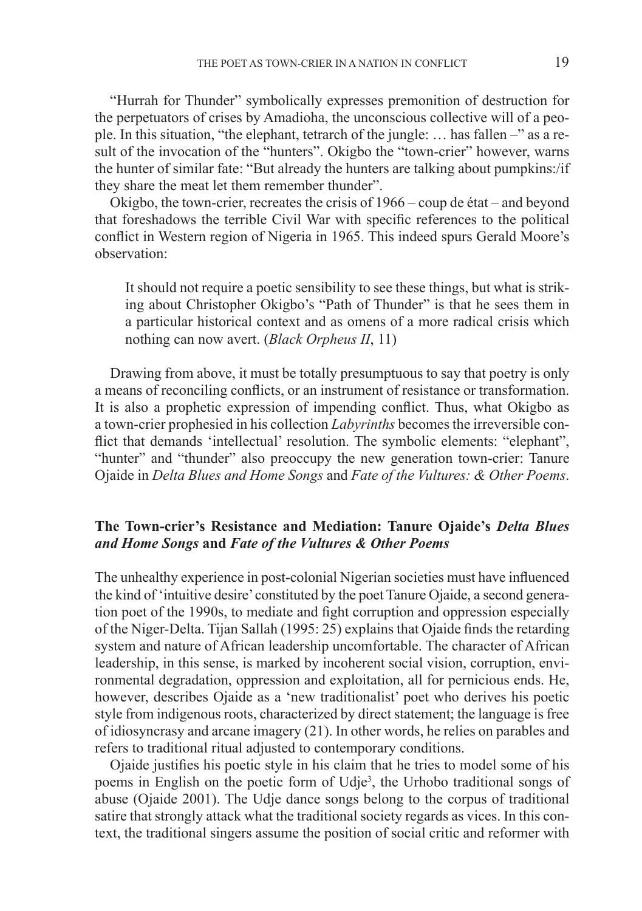"Hurrah for Thunder" symbolically expresses premonition of destruction for the perpetuators of crises by Amadioha, the unconscious collective will of a people. In this situation, "the elephant, tetrarch of the jungle: … has fallen –" as a result of the invocation of the "hunters". Okigbo the "town-crier" however, warns the hunter of similar fate: "But already the hunters are talking about pumpkins:/if they share the meat let them remember thunder".

Okigbo, the town-crier, recreates the crisis of 1966 – coup de état – and beyond that foreshadows the terrible Civil War with specific references to the political conflict in Western region of Nigeria in 1965. This indeed spurs Gerald Moore's observation:

> It should not require a poetic sensibility to see these things, but what is striking about Christopher Okigbo's "Path of Thunder" is that he sees them in a particular historical context and as omens of a more radical crisis which nothing can now avert. (*Black Orpheus II*, 11)

Drawing from above, it must be totally presumptuous to say that poetry is only a means of reconciling conflicts, or an instrument of resistance or transformation. It is also a prophetic expression of impending conflict. Thus, what Okigbo as a town-crier prophesied in his collection *Labyrinths* becomes the irreversible conflict that demands 'intellectual' resolution. The symbolic elements: "elephant", "hunter" and "thunder" also preoccupy the new generation town-crier: Tanure Ojaide in *Delta Blues and Home Songs* and *Fate of the Vultures: & Other Poems*.

## The Town-crier's Resistance and Mediation: Tanure Ojaide's *Delta Blues and Home Songs* and *Fate of the Vultures & Other Poems*

The unhealthy experience in post-colonial Nigerian societies must have influenced the kind of 'intuitive desire' constituted by the poet Tanure Ojaide, a second generation poet of the 1990s, to mediate and fight corruption and oppression especially of the Niger-Delta. Tijan Sallah (1995: 25) explains that Ojaide finds the retarding system and nature of African leadership uncomfortable. The character of African leadership, in this sense, is marked by incoherent social vision, corruption, environmental degradation, oppression and exploitation, all for pernicious ends. He, however, describes Ojaide as a 'new traditionalist' poet who derives his poetic style from indigenous roots, characterized by direct statement; the language is free of idiosyncrasy and arcane imagery (21). In other words, he relies on parables and refers to traditional ritual adjusted to contemporary conditions.

Ojaide justifies his poetic style in his claim that he tries to model some of his poems in English on the poetic form of Udje[3], the Urhobo traditional songs of abuse (Ojaide 2001). The Udje dance songs belong to the corpus of traditional satire that strongly attack what the traditional society regards as vices. In this context, the traditional singers assume the position of social critic and reformer with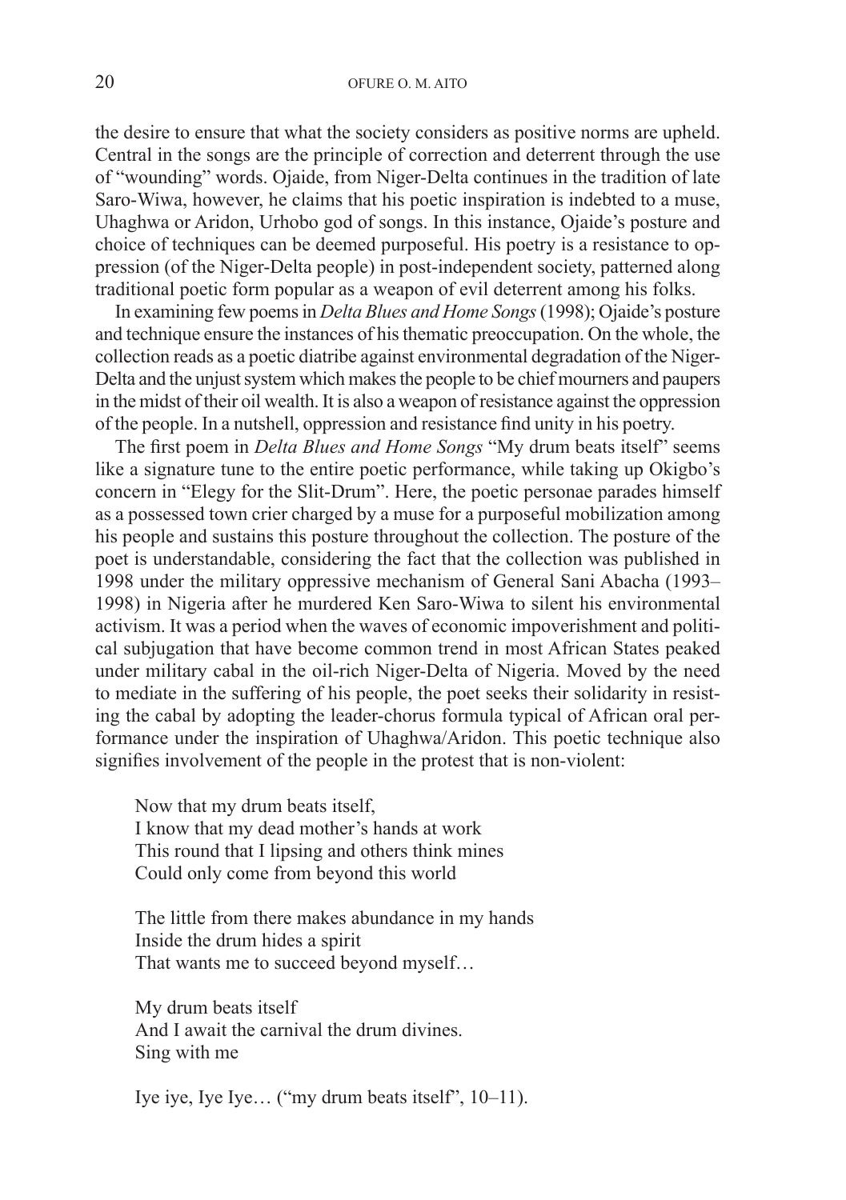the desire to ensure that what the society considers as positive norms are upheld. Central in the songs are the principle of correction and deterrent through the use of "wounding" words. Ojaide, from Niger-Delta continues in the tradition of late Saro-Wiwa, however, he claims that his poetic inspiration is indebted to a muse, Uhaghwa or Aridon, Urhobo god of songs. In this instance, Ojaide's posture and choice of techniques can be deemed purposeful. His poetry is a resistance to oppression (of the Niger-Delta people) in post-independent society, patterned along traditional poetic form popular as a weapon of evil deterrent among his folks.

In examining few poems in *Delta Blues and Home Songs* (1998); Ojaide's posture and technique ensure the instances of his thematic preoccupation. On the whole, the collection reads as a poetic diatribe against environmental degradation of the Niger-Delta and the unjust system which makes the people to be chief mourners and paupers in the midst of their oil wealth. It is also a weapon of resistance against the oppression of the people. In a nutshell, oppression and resistance find unity in his poetry.

The first poem in *Delta Blues and Home Songs* "My drum beats itself" seems like a signature tune to the entire poetic performance, while taking up Okigbo's concern in "Elegy for the Slit-Drum". Here, the poetic personae parades himself as a possessed town crier charged by a muse for a purposeful mobilization among his people and sustains this posture throughout the collection. The posture of the poet is understandable, considering the fact that the collection was published in 1998 under the military oppressive mechanism of General Sani Abacha (1993–1998) in Nigeria after he murdered Ken Saro-Wiwa to silent his environmental activism. It was a period when the waves of economic impoverishment and political subjugation that have become common trend in most African States peaked under military cabal in the oil-rich Niger-Delta of Nigeria. Moved by the need to mediate in the suffering of his people, the poet seeks their solidarity in resisting the cabal by adopting the leader-chorus formula typical of African oral performance under the inspiration of Uhaghwa/Aridon. This poetic technique also signifies involvement of the people in the protest that is non-violent:

> Now that my drum beats itself,
> I know that my dead mother's hands at work
> This round that I lipsing and others think mines
> Could only come from beyond this world
>
> The little from there makes abundance in my hands
> Inside the drum hides a spirit
> That wants me to succeed beyond myself…
>
> My drum beats itself
> And I await the carnival the drum divines.
> Sing with me
>
> Iye iye, Iye Iye… ("my drum beats itself", 10–11).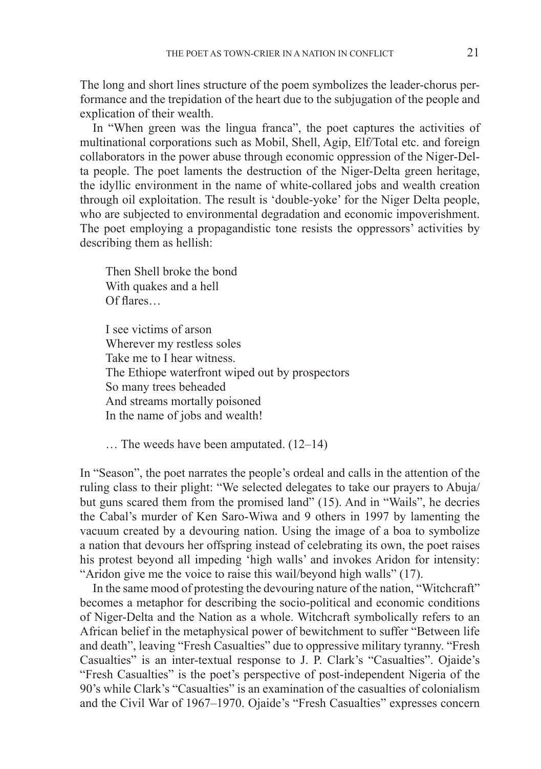The long and short lines structure of the poem symbolizes the leader-chorus performance and the trepidation of the heart due to the subjugation of the people and explication of their wealth.

In "When green was the lingua franca", the poet captures the activities of multinational corporations such as Mobil, Shell, Agip, Elf/Total etc. and foreign collaborators in the power abuse through economic oppression of the Niger-Delta people. The poet laments the destruction of the Niger-Delta green heritage, the idyllic environment in the name of white-collared jobs and wealth creation through oil exploitation. The result is 'double-yoke' for the Niger Delta people, who are subjected to environmental degradation and economic impoverishment. The poet employing a propagandistic tone resists the oppressors' activities by describing them as hellish:

> Then Shell broke the bond  
> With quakes and a hell  
> Of flares…
>
> I see victims of arson  
> Wherever my restless soles  
> Take me to I hear witness.  
> The Ethiope waterfront wiped out by prospectors  
> So many trees beheaded  
> And streams mortally poisoned  
> In the name of jobs and wealth!
>
> … The weeds have been amputated. (12–14)

In "Season", the poet narrates the people's ordeal and calls in the attention of the ruling class to their plight: "We selected delegates to take our prayers to Abuja/ but guns scared them from the promised land" (15). And in "Wails", he decries the Cabal's murder of Ken Saro-Wiwa and 9 others in 1997 by lamenting the vacuum created by a devouring nation. Using the image of a boa to symbolize a nation that devours her offspring instead of celebrating its own, the poet raises his protest beyond all impeding 'high walls' and invokes Aridon for intensity: "Aridon give me the voice to raise this wail/beyond high walls" (17).

In the same mood of protesting the devouring nature of the nation, "Witchcraft" becomes a metaphor for describing the socio-political and economic conditions of Niger-Delta and the Nation as a whole. Witchcraft symbolically refers to an African belief in the metaphysical power of bewitchment to suffer "Between life and death", leaving "Fresh Casualties" due to oppressive military tyranny. "Fresh Casualties" is an inter-textual response to J. P. Clark's "Casualties". Ojaide's "Fresh Casualties" is the poet's perspective of post-independent Nigeria of the 90's while Clark's "Casualties" is an examination of the casualties of colonialism and the Civil War of 1967–1970. Ojaide's "Fresh Casualties" expresses concern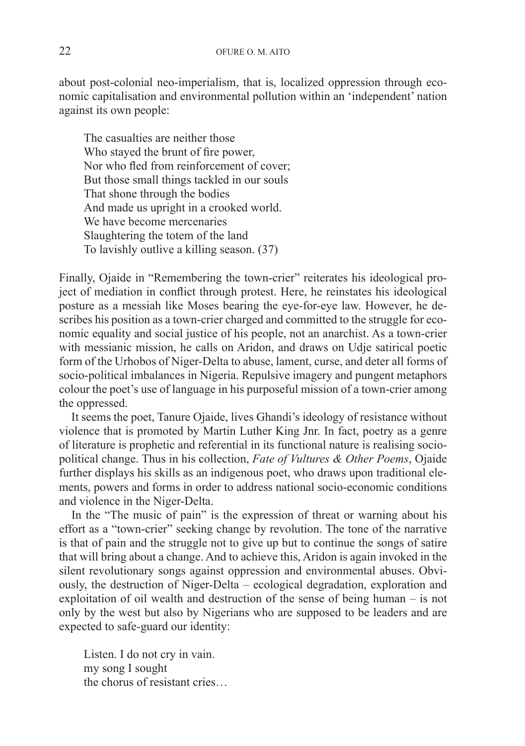about post-colonial neo-imperialism, that is, localized oppression through economic capitalisation and environmental pollution within an 'independent' nation against its own people:

> The casualties are neither those  
> Who stayed the brunt of fire power,  
> Nor who fled from reinforcement of cover;  
> But those small things tackled in our souls  
> That shone through the bodies  
> And made us upright in a crooked world.  
> We have become mercenaries  
> Slaughtering the totem of the land  
> To lavishly outlive a killing season. (37)

Finally, Ojaide in "Remembering the town-crier" reiterates his ideological project of mediation in conflict through protest. Here, he reinstates his ideological posture as a messiah like Moses bearing the eye-for-eye law. However, he describes his position as a town-crier charged and committed to the struggle for economic equality and social justice of his people, not an anarchist. As a town-crier with messianic mission, he calls on Aridon, and draws on Udje satirical poetic form of the Urhobos of Niger-Delta to abuse, lament, curse, and deter all forms of socio-political imbalances in Nigeria. Repulsive imagery and pungent metaphors colour the poet's use of language in his purposeful mission of a town-crier among the oppressed.

It seems the poet, Tanure Ojaide, lives Ghandi's ideology of resistance without violence that is promoted by Martin Luther King Jnr. In fact, poetry as a genre of literature is prophetic and referential in its functional nature is realising socio-political change. Thus in his collection, *Fate of Vultures & Other Poems*, Ojaide further displays his skills as an indigenous poet, who draws upon traditional elements, powers and forms in order to address national socio-economic conditions and violence in the Niger-Delta.

In the "The music of pain" is the expression of threat or warning about his effort as a "town-crier" seeking change by revolution. The tone of the narrative is that of pain and the struggle not to give up but to continue the songs of satire that will bring about a change. And to achieve this, Aridon is again invoked in the silent revolutionary songs against oppression and environmental abuses. Obviously, the destruction of Niger-Delta – ecological degradation, exploration and exploitation of oil wealth and destruction of the sense of being human – is not only by the west but also by Nigerians who are supposed to be leaders and are expected to safe-guard our identity:

> Listen. I do not cry in vain.  
> my song I sought  
> the chorus of resistant cries…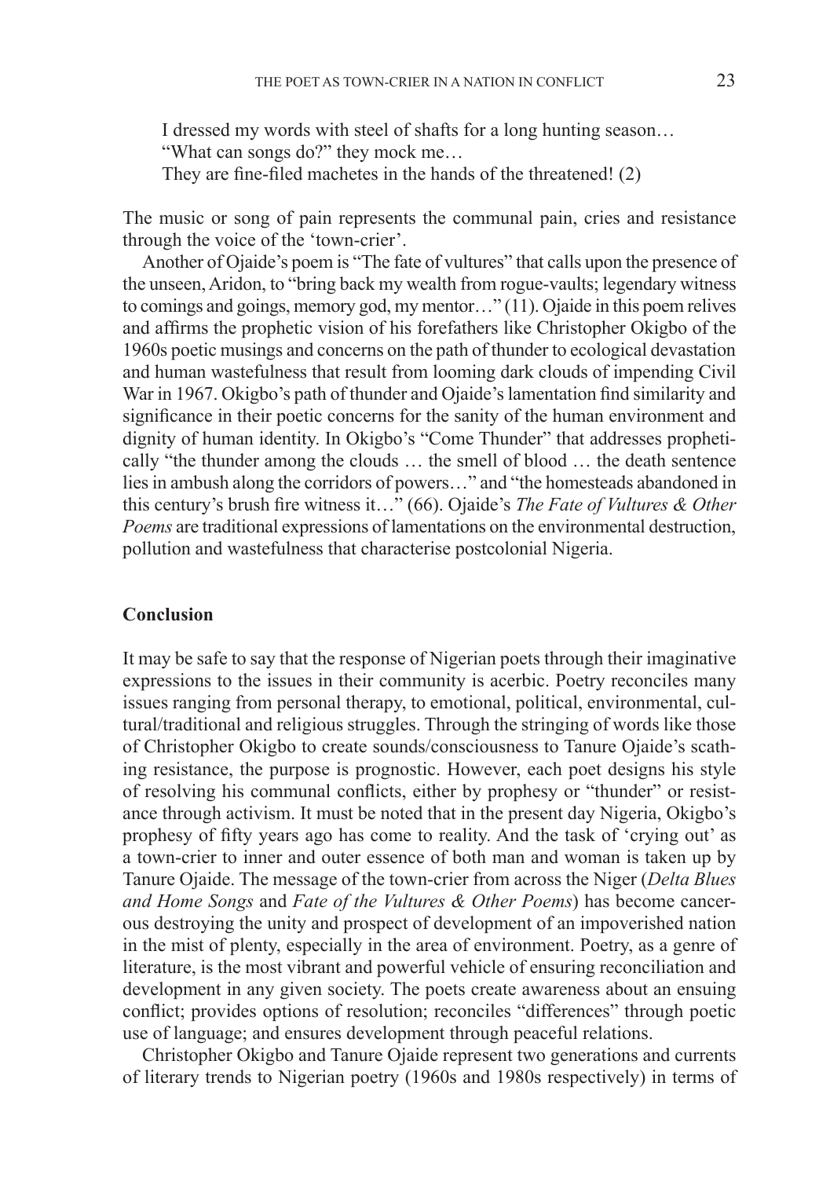I dressed my words with steel of shafts for a long hunting season…
"What can songs do?" they mock me…
They are fine-filed machetes in the hands of the threatened! (2)

The music or song of pain represents the communal pain, cries and resistance through the voice of the 'town-crier'.

Another of Ojaide's poem is "The fate of vultures" that calls upon the presence of the unseen, Aridon, to "bring back my wealth from rogue-vaults; legendary witness to comings and goings, memory god, my mentor…" (11). Ojaide in this poem relives and affirms the prophetic vision of his forefathers like Christopher Okigbo of the 1960s poetic musings and concerns on the path of thunder to ecological devastation and human wastefulness that result from looming dark clouds of impending Civil War in 1967. Okigbo's path of thunder and Ojaide's lamentation find similarity and significance in their poetic concerns for the sanity of the human environment and dignity of human identity. In Okigbo's "Come Thunder" that addresses prophetically "the thunder among the clouds … the smell of blood … the death sentence lies in ambush along the corridors of powers…" and "the homesteads abandoned in this century's brush fire witness it…" (66). Ojaide's *The Fate of Vultures & Other Poems* are traditional expressions of lamentations on the environmental destruction, pollution and wastefulness that characterise postcolonial Nigeria.

## Conclusion

It may be safe to say that the response of Nigerian poets through their imaginative expressions to the issues in their community is acerbic. Poetry reconciles many issues ranging from personal therapy, to emotional, political, environmental, cultural/traditional and religious struggles. Through the stringing of words like those of Christopher Okigbo to create sounds/consciousness to Tanure Ojaide's scathing resistance, the purpose is prognostic. However, each poet designs his style of resolving his communal conflicts, either by prophesy or "thunder" or resistance through activism. It must be noted that in the present day Nigeria, Okigbo's prophesy of fifty years ago has come to reality. And the task of 'crying out' as a town-crier to inner and outer essence of both man and woman is taken up by Tanure Ojaide. The message of the town-crier from across the Niger (*Delta Blues and Home Songs* and *Fate of the Vultures & Other Poems*) has become cancerous destroying the unity and prospect of development of an impoverished nation in the mist of plenty, especially in the area of environment. Poetry, as a genre of literature, is the most vibrant and powerful vehicle of ensuring reconciliation and development in any given society. The poets create awareness about an ensuing conflict; provides options of resolution; reconciles "differences" through poetic use of language; and ensures development through peaceful relations.

Christopher Okigbo and Tanure Ojaide represent two generations and currents of literary trends to Nigerian poetry (1960s and 1980s respectively) in terms of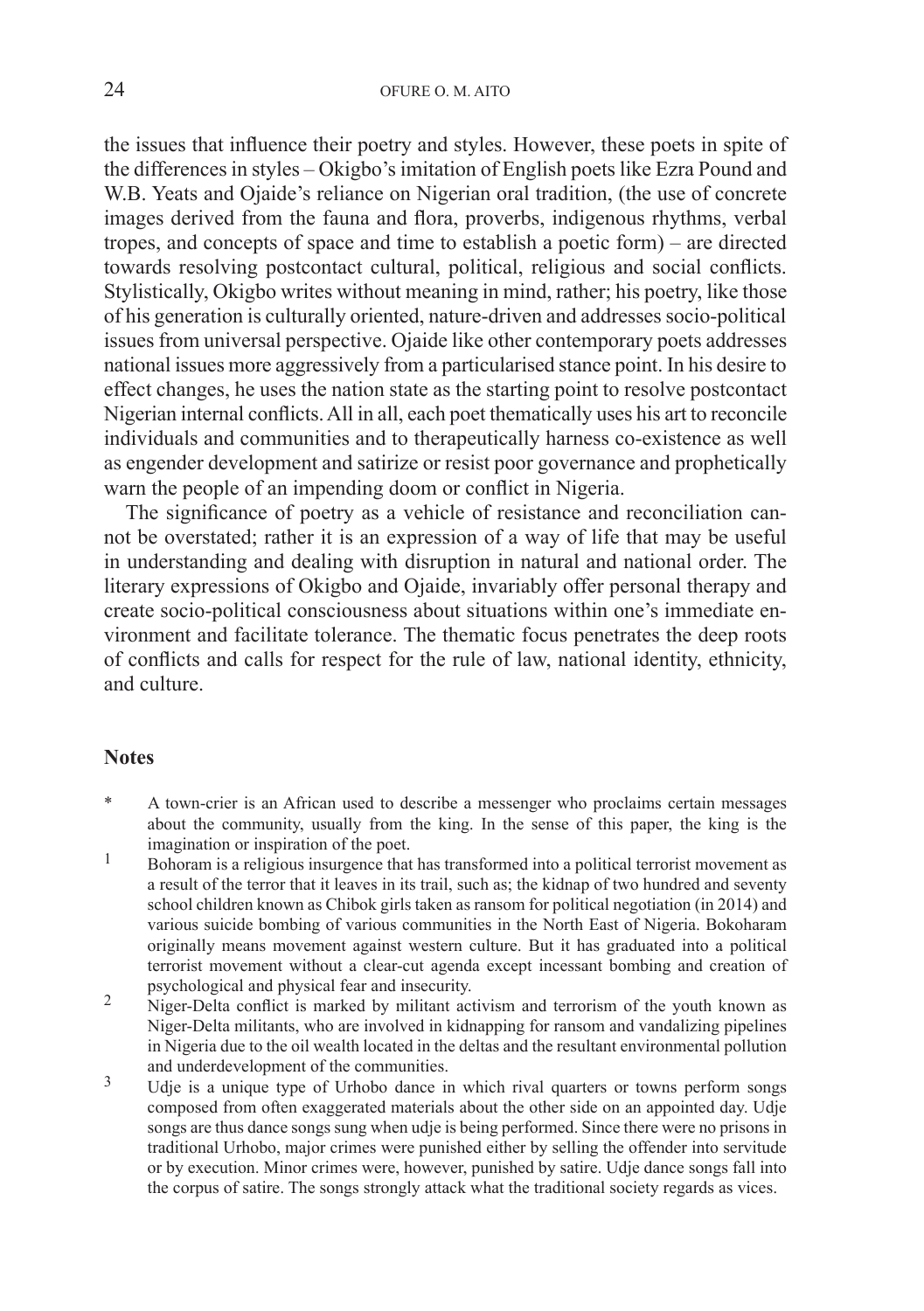the issues that influence their poetry and styles. However, these poets in spite of the differences in styles – Okigbo's imitation of English poets like Ezra Pound and W.B. Yeats and Ojaide's reliance on Nigerian oral tradition, (the use of concrete images derived from the fauna and flora, proverbs, indigenous rhythms, verbal tropes, and concepts of space and time to establish a poetic form) – are directed towards resolving postcontact cultural, political, religious and social conflicts. Stylistically, Okigbo writes without meaning in mind, rather; his poetry, like those of his generation is culturally oriented, nature-driven and addresses socio-political issues from universal perspective. Ojaide like other contemporary poets addresses national issues more aggressively from a particularised stance point. In his desire to effect changes, he uses the nation state as the starting point to resolve postcontact Nigerian internal conflicts. All in all, each poet thematically uses his art to reconcile individuals and communities and to therapeutically harness co-existence as well as engender development and satirize or resist poor governance and prophetically warn the people of an impending doom or conflict in Nigeria.

The significance of poetry as a vehicle of resistance and reconciliation cannot be overstated; rather it is an expression of a way of life that may be useful in understanding and dealing with disruption in natural and national order. The literary expressions of Okigbo and Ojaide, invariably offer personal therapy and create socio-political consciousness about situations within one's immediate environment and facilitate tolerance. The thematic focus penetrates the deep roots of conflicts and calls for respect for the rule of law, national identity, ethnicity, and culture.

## Notes

\* A town-crier is an African used to describe a messenger who proclaims certain messages about the community, usually from the king. In the sense of this paper, the king is the imagination or inspiration of the poet.

1 Bohoram is a religious insurgence that has transformed into a political terrorist movement as a result of the terror that it leaves in its trail, such as; the kidnap of two hundred and seventy school children known as Chibok girls taken as ransom for political negotiation (in 2014) and various suicide bombing of various communities in the North East of Nigeria. Bokoharam originally means movement against western culture. But it has graduated into a political terrorist movement without a clear-cut agenda except incessant bombing and creation of psychological and physical fear and insecurity.

2 Niger-Delta conflict is marked by militant activism and terrorism of the youth known as Niger-Delta militants, who are involved in kidnapping for ransom and vandalizing pipelines in Nigeria due to the oil wealth located in the deltas and the resultant environmental pollution and underdevelopment of the communities.

3 Udje is a unique type of Urhobo dance in which rival quarters or towns perform songs composed from often exaggerated materials about the other side on an appointed day. Udje songs are thus dance songs sung when udje is being performed. Since there were no prisons in traditional Urhobo, major crimes were punished either by selling the offender into servitude or by execution. Minor crimes were, however, punished by satire. Udje dance songs fall into the corpus of satire. The songs strongly attack what the traditional society regards as vices.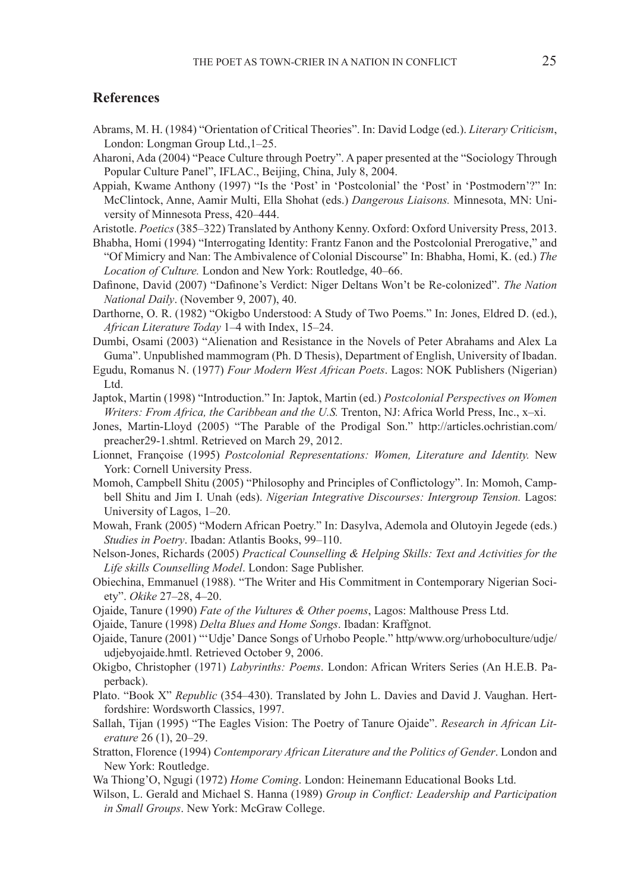## References

Abrams, M. H. (1984) "Orientation of Critical Theories". In: David Lodge (ed.). *Literary Criticism*, London: Longman Group Ltd.,1–25.

Aharoni, Ada (2004) "Peace Culture through Poetry". A paper presented at the "Sociology Through Popular Culture Panel", IFLAC., Beijing, China, July 8, 2004.

Appiah, Kwame Anthony (1997) "Is the 'Post' in 'Postcolonial' the 'Post' in 'Postmodern'?" In: McClintock, Anne, Aamir Multi, Ella Shohat (eds.) *Dangerous Liaisons.* Minnesota, MN: University of Minnesota Press, 420–444.

Aristotle. *Poetics* (385–322) Translated by Anthony Kenny. Oxford: Oxford University Press, 2013.

Bhabha, Homi (1994) "Interrogating Identity: Frantz Fanon and the Postcolonial Prerogative," and "Of Mimicry and Nan: The Ambivalence of Colonial Discourse" In: Bhabha, Homi, K. (ed.) *The Location of Culture.* London and New York: Routledge, 40–66.

Dafinone, David (2007) "Dafinone's Verdict: Niger Deltans Won't be Re-colonized". *The Nation National Daily*. (November 9, 2007), 40.

Darthorne, O. R. (1982) "Okigbo Understood: A Study of Two Poems." In: Jones, Eldred D. (ed.), *African Literature Today* 1–4 with Index, 15–24.

Dumbi, Osami (2003) "Alienation and Resistance in the Novels of Peter Abrahams and Alex La Guma". Unpublished mammogram (Ph. D Thesis), Department of English, University of Ibadan.

Egudu, Romanus N. (1977) *Four Modern West African Poets*. Lagos: NOK Publishers (Nigerian) Ltd.

Japtok, Martin (1998) "Introduction." In: Japtok, Martin (ed.) *Postcolonial Perspectives on Women Writers: From Africa, the Caribbean and the U.S.* Trenton, NJ: Africa World Press, Inc., x–xi.

Jones, Martin-Lloyd (2005) "The Parable of the Prodigal Son." http://articles.ochristian.com/preacher29-1.shtml. Retrieved on March 29, 2012.

Lionnet, Françoise (1995) *Postcolonial Representations: Women, Literature and Identity.* New York: Cornell University Press.

Momoh, Campbell Shitu (2005) "Philosophy and Principles of Conflictology". In: Momoh, Campbell Shitu and Jim I. Unah (eds). *Nigerian Integrative Discourses: Intergroup Tension.* Lagos: University of Lagos, 1–20.

Mowah, Frank (2005) "Modern African Poetry." In: Dasylva, Ademola and Olutoyin Jegede (eds.) *Studies in Poetry*. Ibadan: Atlantis Books, 99–110.

Nelson-Jones, Richards (2005) *Practical Counselling & Helping Skills: Text and Activities for the Life skills Counselling Model*. London: Sage Publisher.

Obiechina, Emmanuel (1988). "The Writer and His Commitment in Contemporary Nigerian Society". *Okike* 27–28, 4–20.

Ojaide, Tanure (1990) *Fate of the Vultures & Other poems*, Lagos: Malthouse Press Ltd.

Ojaide, Tanure (1998) *Delta Blues and Home Songs*. Ibadan: Kraffgnot.

Ojaide, Tanure (2001) "'Udje' Dance Songs of Urhobo People." http/www.org/urhoboculture/udje/udjebyojaide.hmtl. Retrieved October 9, 2006.

Okigbo, Christopher (1971) *Labyrinths: Poems*. London: African Writers Series (An H.E.B. Paperback).

Plato. "Book X" *Republic* (354–430). Translated by John L. Davies and David J. Vaughan. Hertfordshire: Wordsworth Classics, 1997.

Sallah, Tijan (1995) "The Eagles Vision: The Poetry of Tanure Ojaide". *Research in African Literature* 26 (1), 20–29.

Stratton, Florence (1994) *Contemporary African Literature and the Politics of Gender*. London and New York: Routledge.

Wa Thiong'O, Ngugi (1972) *Home Coming*. London: Heinemann Educational Books Ltd.

Wilson, L. Gerald and Michael S. Hanna (1989) *Group in Conflict: Leadership and Participation in Small Groups*. New York: McGraw College.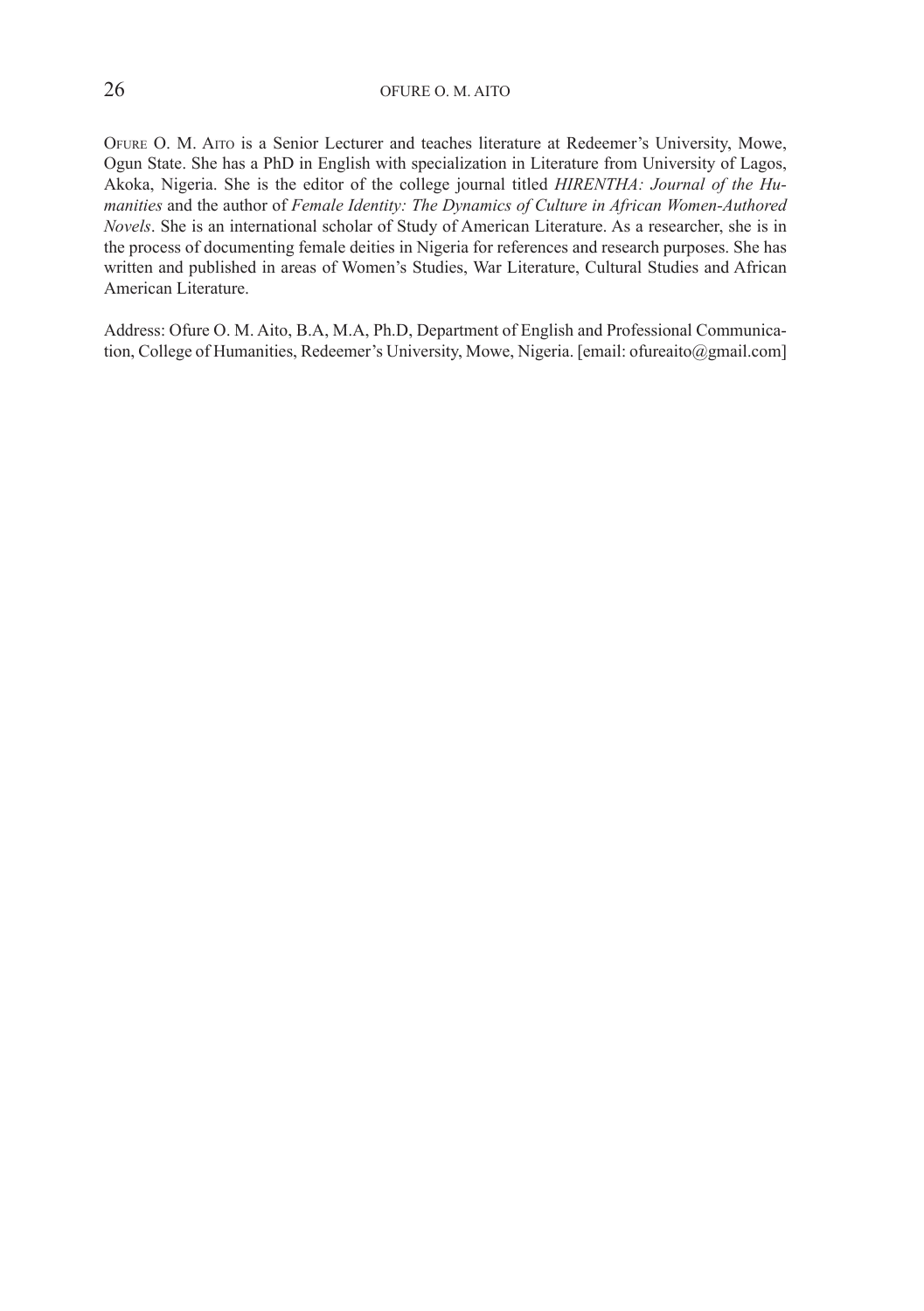Ofure O. M. Aito is a Senior Lecturer and teaches literature at Redeemer's University, Mowe, Ogun State. She has a PhD in English with specialization in Literature from University of Lagos, Akoka, Nigeria. She is the editor of the college journal titled *HIRENTHA: Journal of the Humanities* and the author of *Female Identity: The Dynamics of Culture in African Women-Authored Novels*. She is an international scholar of Study of American Literature. As a researcher, she is in the process of documenting female deities in Nigeria for references and research purposes. She has written and published in areas of Women's Studies, War Literature, Cultural Studies and African American Literature.

Address: Ofure O. M. Aito, B.A, M.A, Ph.D, Department of English and Professional Communication, College of Humanities, Redeemer's University, Mowe, Nigeria. [email: ofureaito@gmail.com]